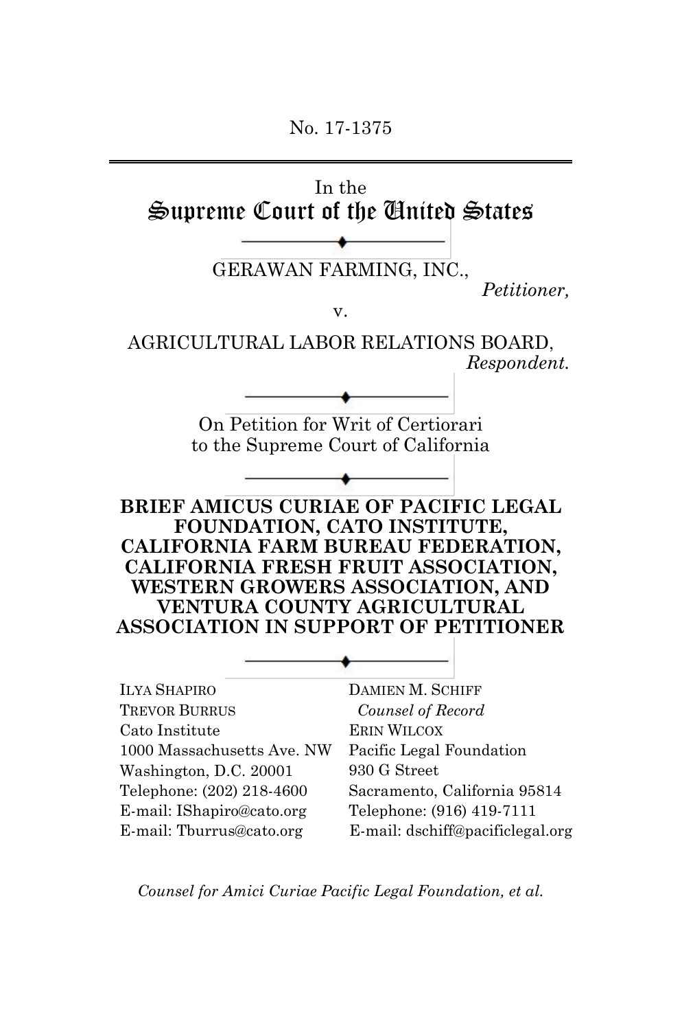No. 17-1375

In the

# Supreme Court of the United States

GERAWAN FARMING, INC.,

*Petitioner,*

v.

AGRICULTURAL LABOR RELATIONS BOARD,

*Respondent.*

On Petition for Writ of Certiorari
to the Supreme Court of California

**BRIEF AMICUS CURIAE OF PACIFIC LEGAL FOUNDATION, CATO INSTITUTE, CALIFORNIA FARM BUREAU FEDERATION, CALIFORNIA FRESH FRUIT ASSOCIATION, WESTERN GROWERS ASSOCIATION, AND VENTURA COUNTY AGRICULTURAL ASSOCIATION IN SUPPORT OF PETITIONER**

ILYA SHAPIRO
TREVOR BURRUS
Cato Institute
1000 Massachusetts Ave. NW
Washington, D.C. 20001
Telephone: (202) 218-4600
E-mail: IShapiro@cato.org
E-mail: Tburrus@cato.org

DAMIEN M. SCHIFF
*Counsel of Record*
ERIN WILCOX
Pacific Legal Foundation
930 G Street
Sacramento, California 95814
Telephone: (916) 419-7111
E-mail: dschiff@pacificlegal.org

*Counsel for Amici Curiae Pacific Legal Foundation, et al.*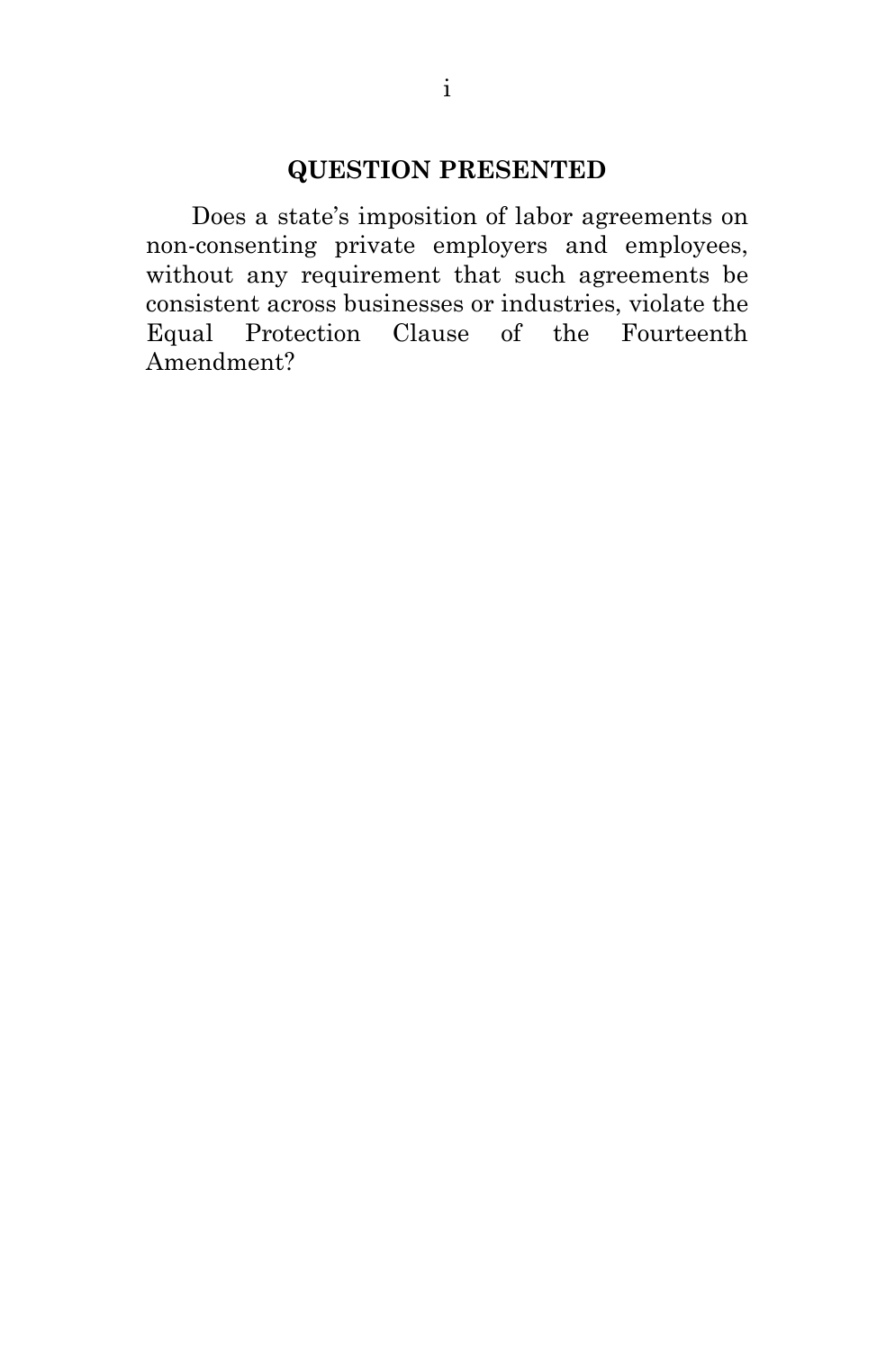## QUESTION PRESENTED

Does a state's imposition of labor agreements on non-consenting private employers and employees, without any requirement that such agreements be consistent across businesses or industries, violate the Equal Protection Clause of the Fourteenth Amendment?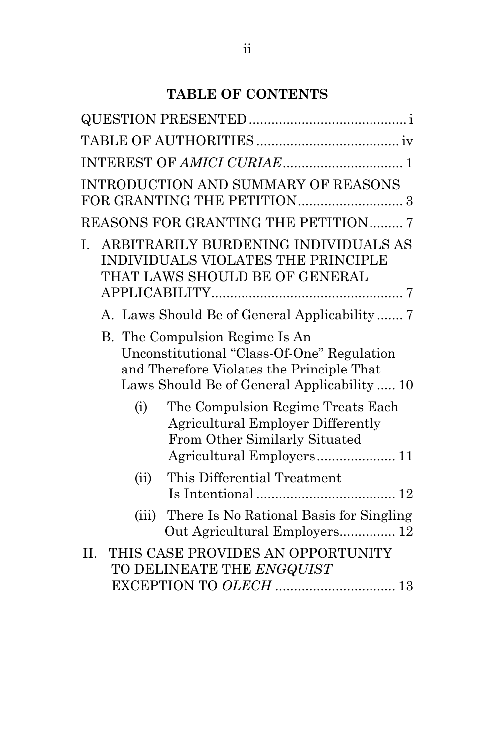## TABLE OF CONTENTS

QUESTION PRESENTED .......................................... i

TABLE OF AUTHORITIES ...................................... iv

INTEREST OF *AMICI CURIAE* ................................ 1

INTRODUCTION AND SUMMARY OF REASONS FOR GRANTING THE PETITION ............................ 3

REASONS FOR GRANTING THE PETITION ......... 7

I. ARBITRARILY BURDENING INDIVIDUALS AS INDIVIDUALS VIOLATES THE PRINCIPLE THAT LAWS SHOULD BE OF GENERAL APPLICABILITY .................................................. 7

   A. Laws Should Be of General Applicability ....... 7

   B. The Compulsion Regime Is An Unconstitutional "Class-Of-One" Regulation and Therefore Violates the Principle That Laws Should Be of General Applicability ..... 10

      (i) The Compulsion Regime Treats Each Agricultural Employer Differently From Other Similarly Situated Agricultural Employers ..................... 11

      (ii) This Differential Treatment Is Intentional ...................................... 12

      (iii) There Is No Rational Basis for Singling Out Agricultural Employers ............... 12

II. THIS CASE PROVIDES AN OPPORTUNITY TO DELINEATE THE *ENGQUIST* EXCEPTION TO *OLECH* ................................ 13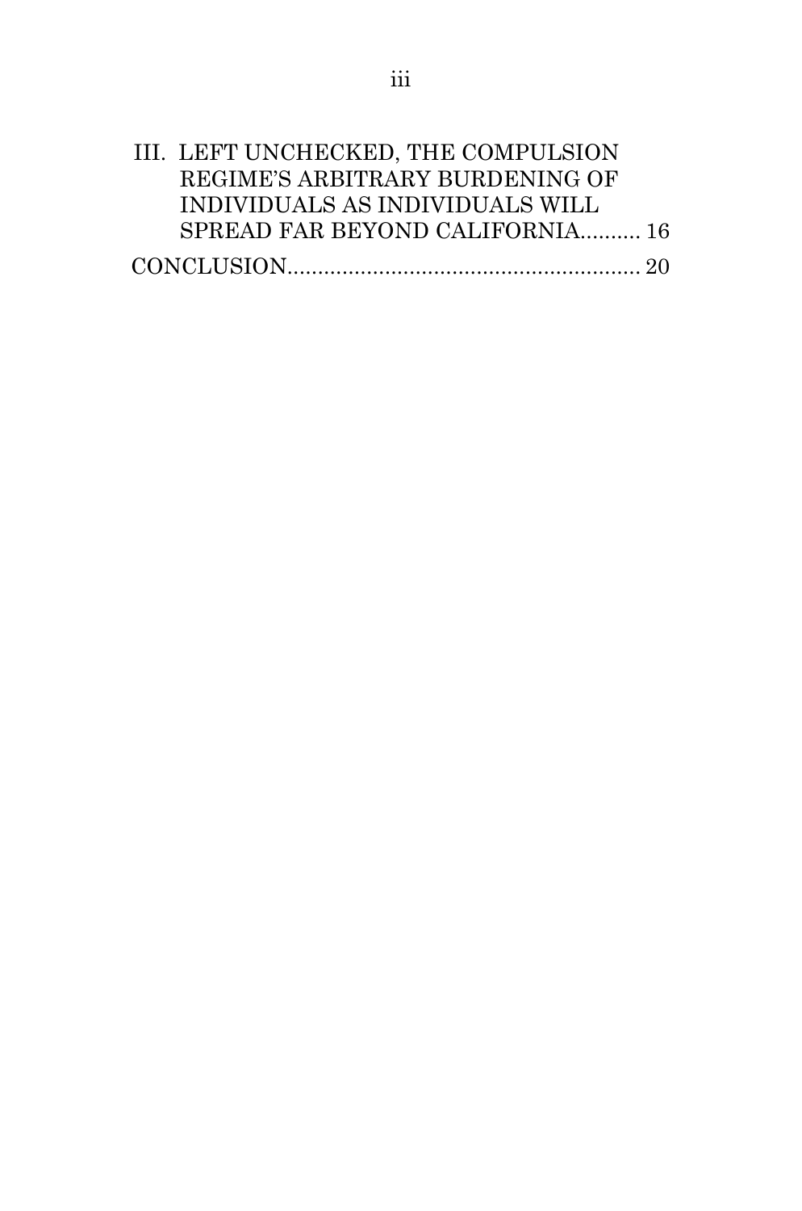III. LEFT UNCHECKED, THE COMPULSION REGIME'S ARBITRARY BURDENING OF INDIVIDUALS AS INDIVIDUALS WILL SPREAD FAR BEYOND CALIFORNIA.......... 16

CONCLUSION.......................................................... 20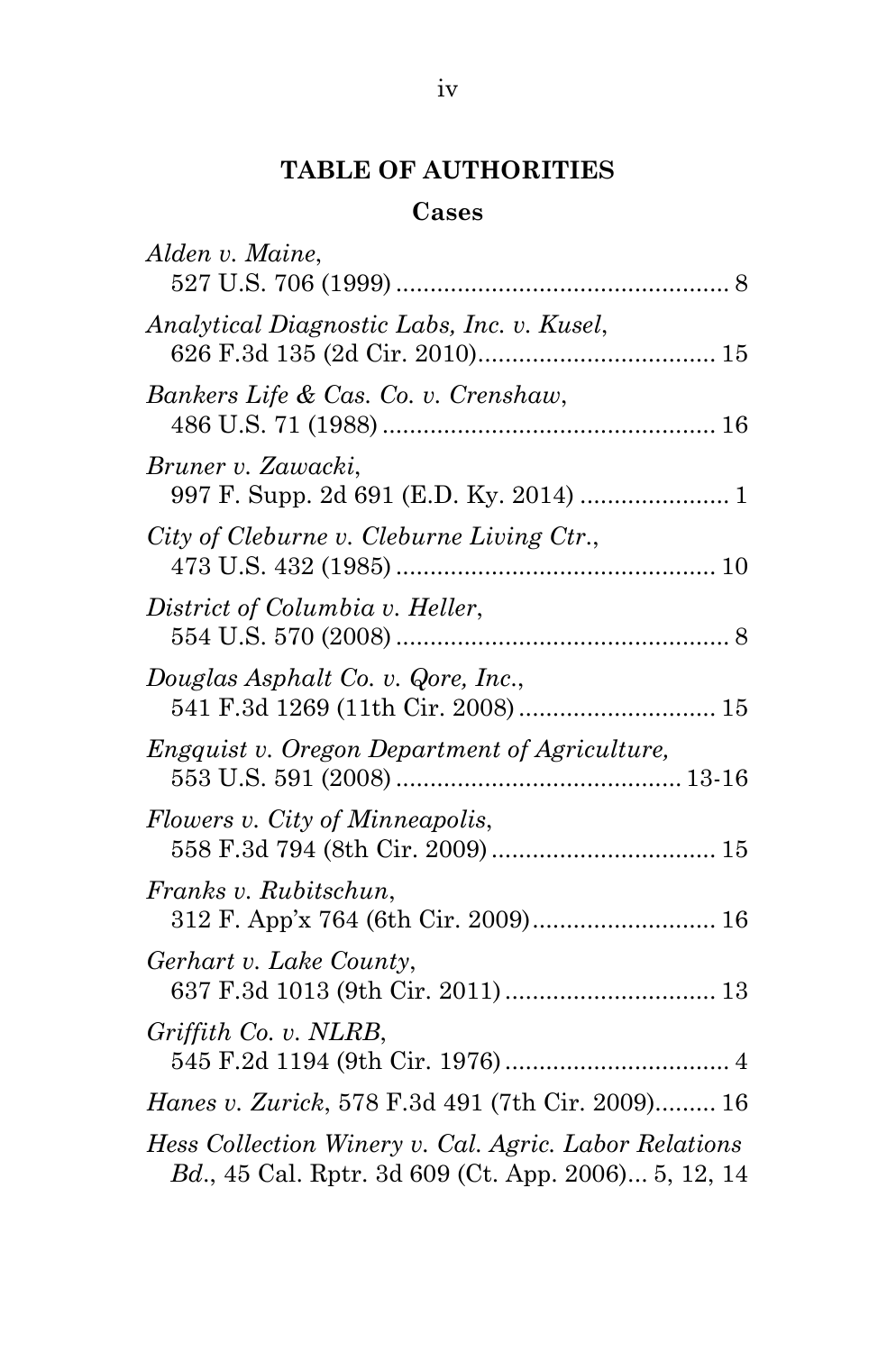# TABLE OF AUTHORITIES

## Cases

*Alden v. Maine*,
527 U.S. 706 (1999) ................................................ 8

*Analytical Diagnostic Labs, Inc. v. Kusel*,
626 F.3d 135 (2d Cir. 2010).................................. 15

*Bankers Life & Cas. Co. v. Crenshaw*,
486 U.S. 71 (1988) ................................................ 16

*Bruner v. Zawacki*,
997 F. Supp. 2d 691 (E.D. Ky. 2014) ..................... 1

*City of Cleburne v. Cleburne Living Ctr.*,
473 U.S. 432 (1985) .............................................. 10

*District of Columbia v. Heller*,
554 U.S. 570 (2008) ................................................ 8

*Douglas Asphalt Co. v. Qore, Inc.*,
541 F.3d 1269 (11th Cir. 2008) ............................ 15

*Engquist v. Oregon Department of Agriculture,*
553 U.S. 591 (2008) ......................................... 13-16

*Flowers v. City of Minneapolis*,
558 F.3d 794 (8th Cir. 2009) ................................ 15

*Franks v. Rubitschun*,
312 F. App'x 764 (6th Cir. 2009).......................... 16

*Gerhart v. Lake County*,
637 F.3d 1013 (9th Cir. 2011) .............................. 13

*Griffith Co. v. NLRB*,
545 F.2d 1194 (9th Cir. 1976) ................................ 4

*Hanes v. Zurick*, 578 F.3d 491 (7th Cir. 2009)......... 16

*Hess Collection Winery v. Cal. Agric. Labor Relations Bd.*, 45 Cal. Rptr. 3d 609 (Ct. App. 2006)... 5, 12, 14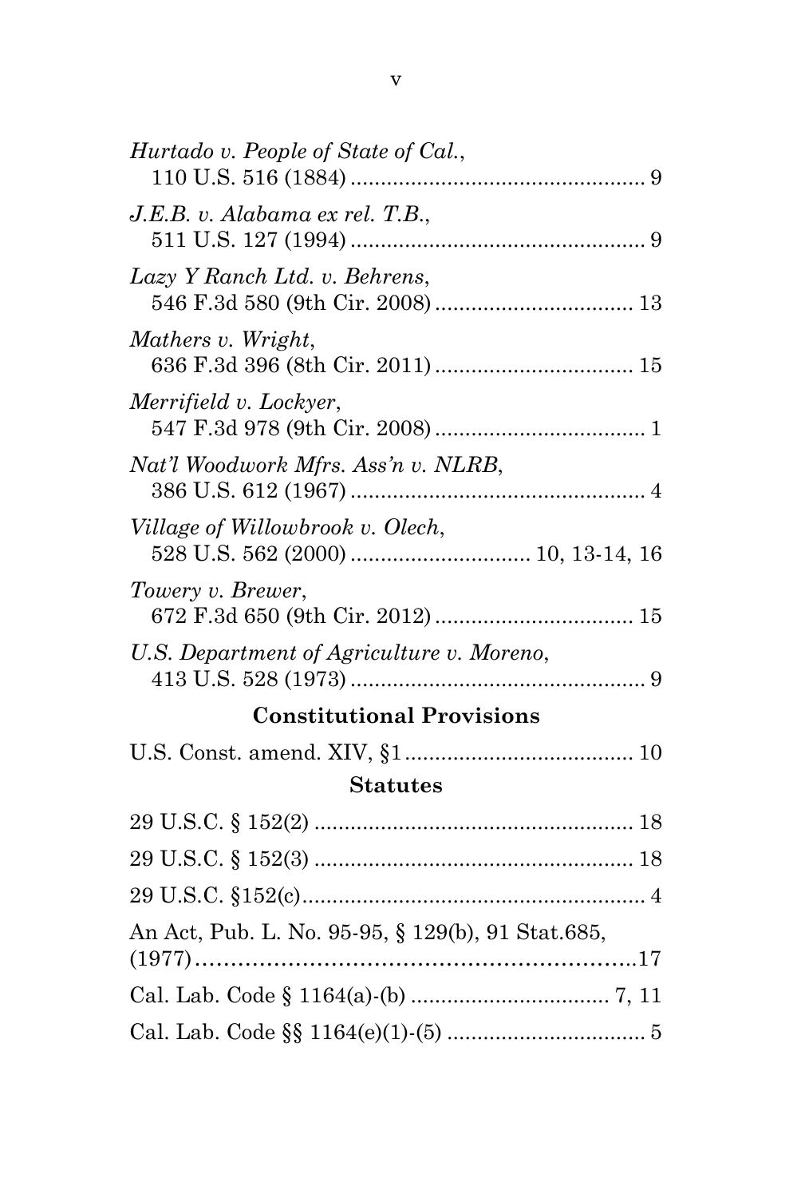*Hurtado v. People of State of Cal.*,
110 U.S. 516 (1884) ................................................ 9

*J.E.B. v. Alabama ex rel. T.B.*,
511 U.S. 127 (1994) ................................................ 9

*Lazy Y Ranch Ltd. v. Behrens*,
546 F.3d 580 (9th Cir. 2008) ............................... 13

*Mathers v. Wright*,
636 F.3d 396 (8th Cir. 2011) ............................... 15

*Merrifield v. Lockyer*,
547 F.3d 978 (9th Cir. 2008) ................................. 1

*Nat'l Woodwork Mfrs. Ass'n v. NLRB*,
386 U.S. 612 (1967) ................................................ 4

*Village of Willowbrook v. Olech*,
528 U.S. 562 (2000) ............................. 10, 13-14, 16

*Towery v. Brewer*,
672 F.3d 650 (9th Cir. 2012) ............................... 15

*U.S. Department of Agriculture v. Moreno*,
413 U.S. 528 (1973) ................................................ 9

**Constitutional Provisions**

U.S. Const. amend. XIV, §1 ..................................... 10

**Statutes**

29 U.S.C. § 152(2) .................................................... 18

29 U.S.C. § 152(3) .................................................... 18

29 U.S.C. §152(c) ........................................................ 4

An Act, Pub. L. No. 95-95, § 129(b), 91 Stat.685, (1977) .............................................................. 17

Cal. Lab. Code § 1164(a)-(b) ................................ 7, 11

Cal. Lab. Code §§ 1164(e)(1)-(5) ................................ 5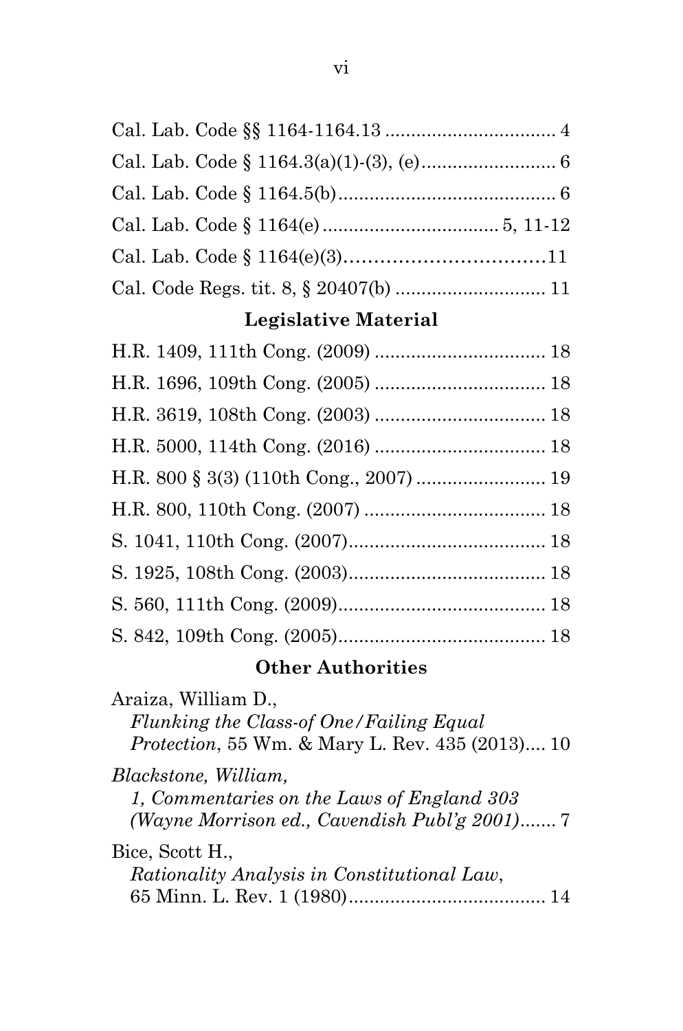Cal. Lab. Code §§ 1164-1164.13 ................................ 4

Cal. Lab. Code § 1164.3(a)(1)-(3), (e).......................... 6

Cal. Lab. Code § 1164.5(b).......................................... 6

Cal. Lab. Code § 1164(e) ................................. 5, 11-12

Cal. Lab. Code § 1164(e)(3)..................................11

Cal. Code Regs. tit. 8, § 20407(b) ............................ 11

### Legislative Material

H.R. 1409, 111th Cong. (2009) ................................ 18

H.R. 1696, 109th Cong. (2005) ................................ 18

H.R. 3619, 108th Cong. (2003) ................................ 18

H.R. 5000, 114th Cong. (2016) ................................ 18

H.R. 800 § 3(3) (110th Cong., 2007) ......................... 19

H.R. 800, 110th Cong. (2007) .................................. 18

S. 1041, 110th Cong. (2007)...................................... 18

S. 1925, 108th Cong. (2003)...................................... 18

S. 560, 111th Cong. (2009)........................................ 18

S. 842, 109th Cong. (2005)........................................ 18

### Other Authorities

Araiza, William D.,
*Flunking the Class-of One/Failing Equal Protection*, 55 Wm. & Mary L. Rev. 435 (2013).... 10

*Blackstone, William,*
*1, Commentaries on the Laws of England 303 (Wayne Morrison ed., Cavendish Publ'g 2001)*....... 7

Bice, Scott H.,
*Rationality Analysis in Constitutional Law*, 65 Minn. L. Rev. 1 (1980)...................................... 14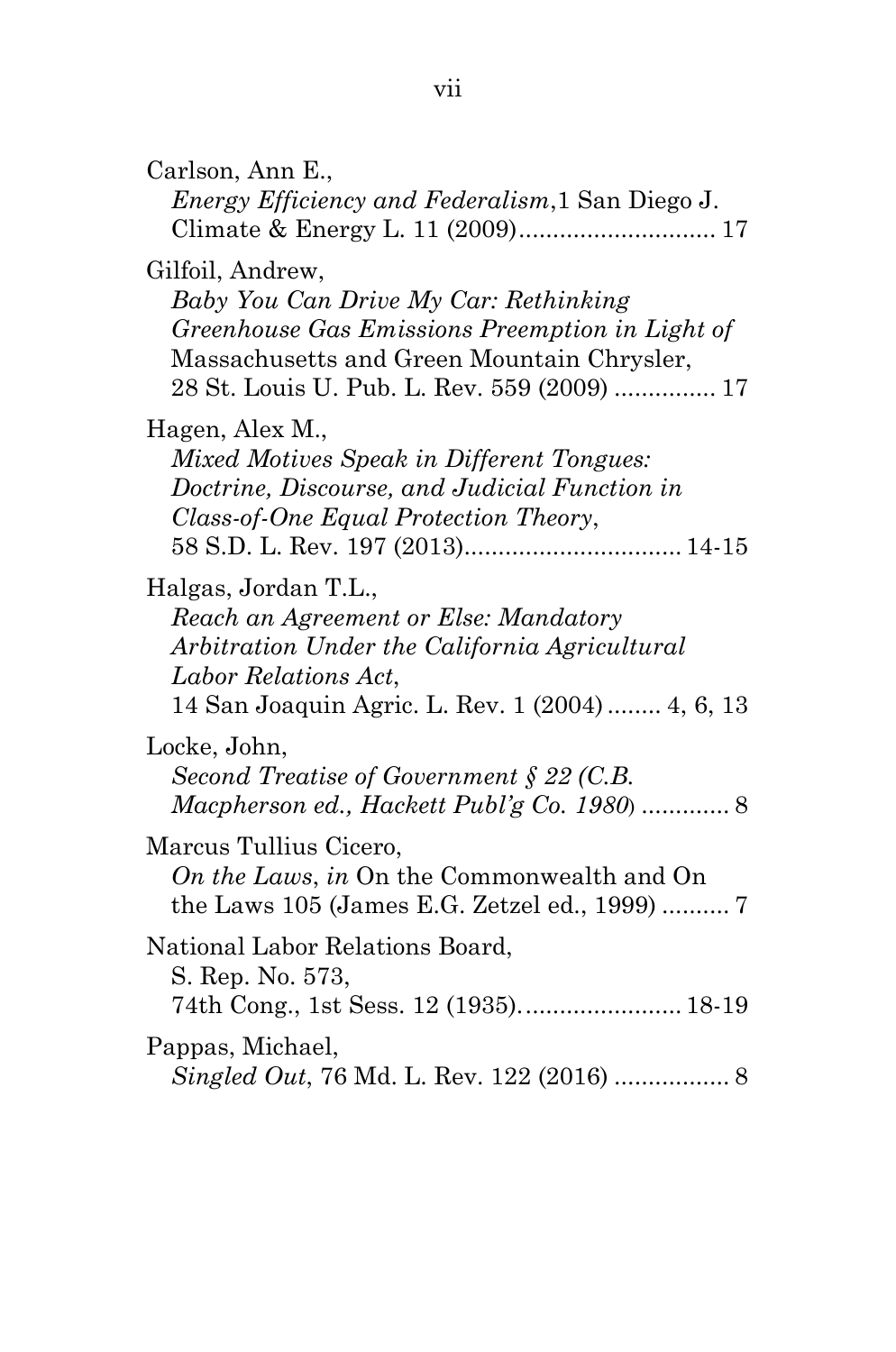Carlson, Ann E.,
*Energy Efficiency and Federalism*,1 San Diego J. Climate & Energy L. 11 (2009)............................. 17

Gilfoil, Andrew,
*Baby You Can Drive My Car: Rethinking Greenhouse Gas Emissions Preemption in Light of* Massachusetts and Green Mountain Chrysler, 28 St. Louis U. Pub. L. Rev. 559 (2009) ............... 17

Hagen, Alex M.,
*Mixed Motives Speak in Different Tongues: Doctrine, Discourse, and Judicial Function in Class-of-One Equal Protection Theory*, 58 S.D. L. Rev. 197 (2013)................................ 14-15

Halgas, Jordan T.L.,
*Reach an Agreement or Else: Mandatory Arbitration Under the California Agricultural Labor Relations Act*, 14 San Joaquin Agric. L. Rev. 1 (2004) ........ 4, 6, 13

Locke, John,
*Second Treatise of Government § 22 (C.B. Macpherson ed., Hackett Publ'g Co. 1980*) ............. 8

Marcus Tullius Cicero,
*On the Laws*, *in* On the Commonwealth and On the Laws 105 (James E.G. Zetzel ed., 1999) .......... 7

National Labor Relations Board,
S. Rep. No. 573, 74th Cong., 1st Sess. 12 (1935)........................ 18-19

Pappas, Michael,
*Singled Out*, 76 Md. L. Rev. 122 (2016) ................. 8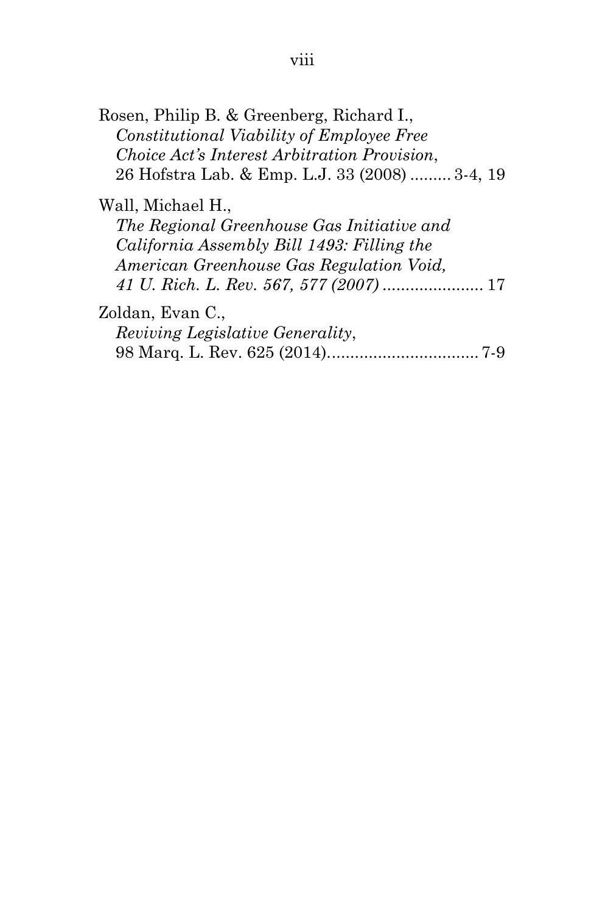Rosen, Philip B. & Greenberg, Richard I.,
*Constitutional Viability of Employee Free Choice Act's Interest Arbitration Provision*,
26 Hofstra Lab. & Emp. L.J. 33 (2008) ......... 3-4, 19

Wall, Michael H.,
*The Regional Greenhouse Gas Initiative and California Assembly Bill 1493: Filling the American Greenhouse Gas Regulation Void, 41 U. Rich. L. Rev. 567, 577 (2007)* ...................... 17

Zoldan, Evan C.,
*Reviving Legislative Generality*,
98 Marq. L. Rev. 625 (2014)................................. 7-9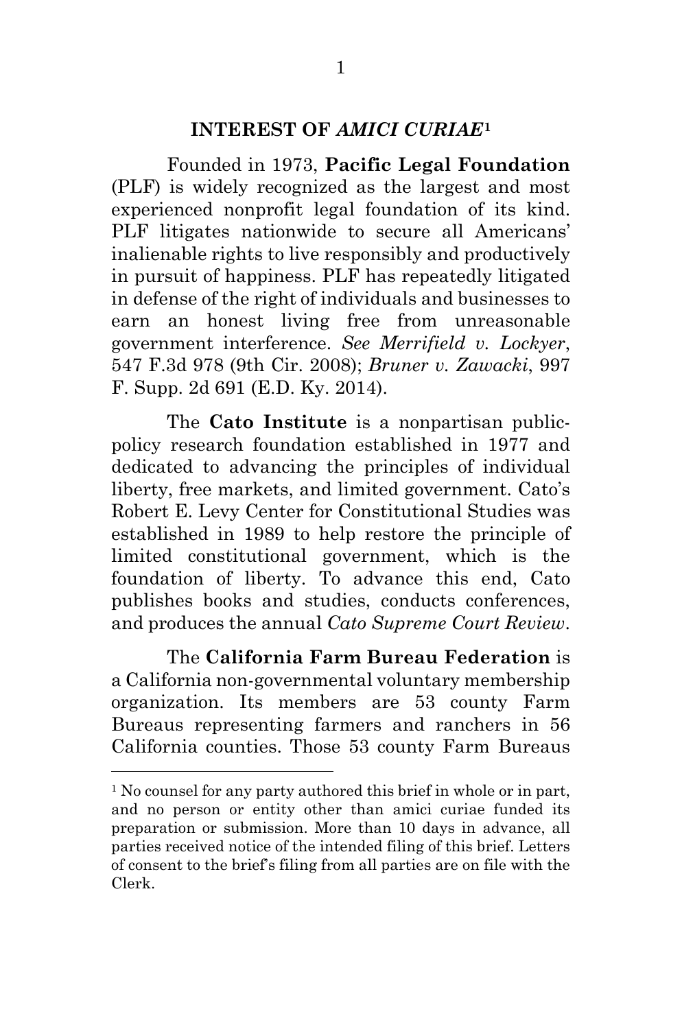## INTEREST OF *AMICI CURIAE*[1]

Founded in 1973, **Pacific Legal Foundation** (PLF) is widely recognized as the largest and most experienced nonprofit legal foundation of its kind. PLF litigates nationwide to secure all Americans' inalienable rights to live responsibly and productively in pursuit of happiness. PLF has repeatedly litigated in defense of the right of individuals and businesses to earn an honest living free from unreasonable government interference. *See Merrifield v. Lockyer*, 547 F.3d 978 (9th Cir. 2008); *Bruner v. Zawacki*, 997 F. Supp. 2d 691 (E.D. Ky. 2014).

The **Cato Institute** is a nonpartisan public-policy research foundation established in 1977 and dedicated to advancing the principles of individual liberty, free markets, and limited government. Cato's Robert E. Levy Center for Constitutional Studies was established in 1989 to help restore the principle of limited constitutional government, which is the foundation of liberty. To advance this end, Cato publishes books and studies, conducts conferences, and produces the annual *Cato Supreme Court Review*.

The **California Farm Bureau Federation** is a California non-governmental voluntary membership organization. Its members are 53 county Farm Bureaus representing farmers and ranchers in 56 California counties. Those 53 county Farm Bureaus

---

[1] No counsel for any party authored this brief in whole or in part, and no person or entity other than amici curiae funded its preparation or submission. More than 10 days in advance, all parties received notice of the intended filing of this brief. Letters of consent to the brief's filing from all parties are on file with the Clerk.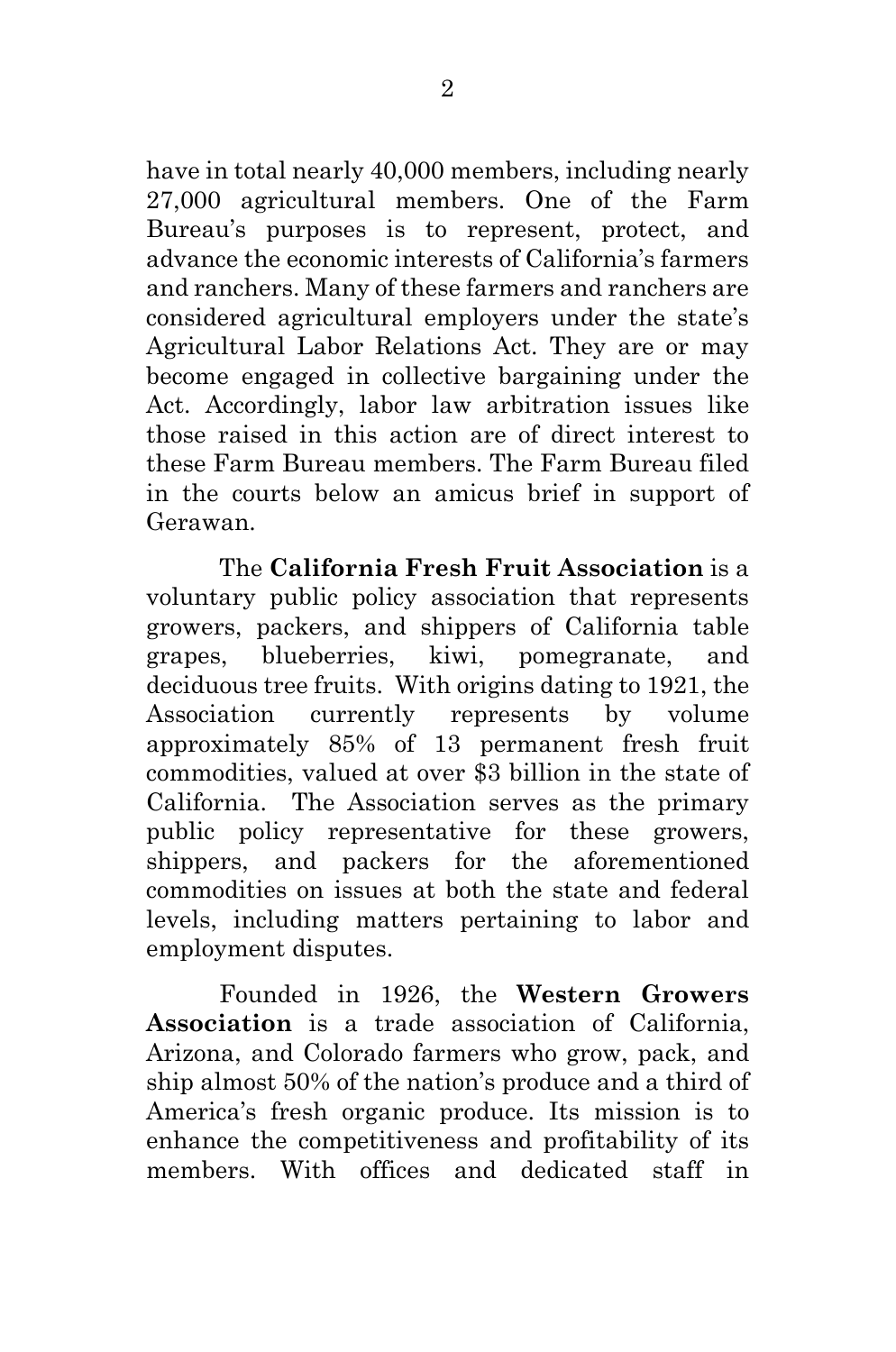have in total nearly 40,000 members, including nearly 27,000 agricultural members. One of the Farm Bureau's purposes is to represent, protect, and advance the economic interests of California's farmers and ranchers. Many of these farmers and ranchers are considered agricultural employers under the state's Agricultural Labor Relations Act. They are or may become engaged in collective bargaining under the Act. Accordingly, labor law arbitration issues like those raised in this action are of direct interest to these Farm Bureau members. The Farm Bureau filed in the courts below an amicus brief in support of Gerawan.

The **California Fresh Fruit Association** is a voluntary public policy association that represents growers, packers, and shippers of California table grapes, blueberries, kiwi, pomegranate, and deciduous tree fruits. With origins dating to 1921, the Association currently represents by volume approximately 85% of 13 permanent fresh fruit commodities, valued at over $3 billion in the state of California. The Association serves as the primary public policy representative for these growers, shippers, and packers for the aforementioned commodities on issues at both the state and federal levels, including matters pertaining to labor and employment disputes.

Founded in 1926, the **Western Growers Association** is a trade association of California, Arizona, and Colorado farmers who grow, pack, and ship almost 50% of the nation's produce and a third of America's fresh organic produce. Its mission is to enhance the competitiveness and profitability of its members. With offices and dedicated staff in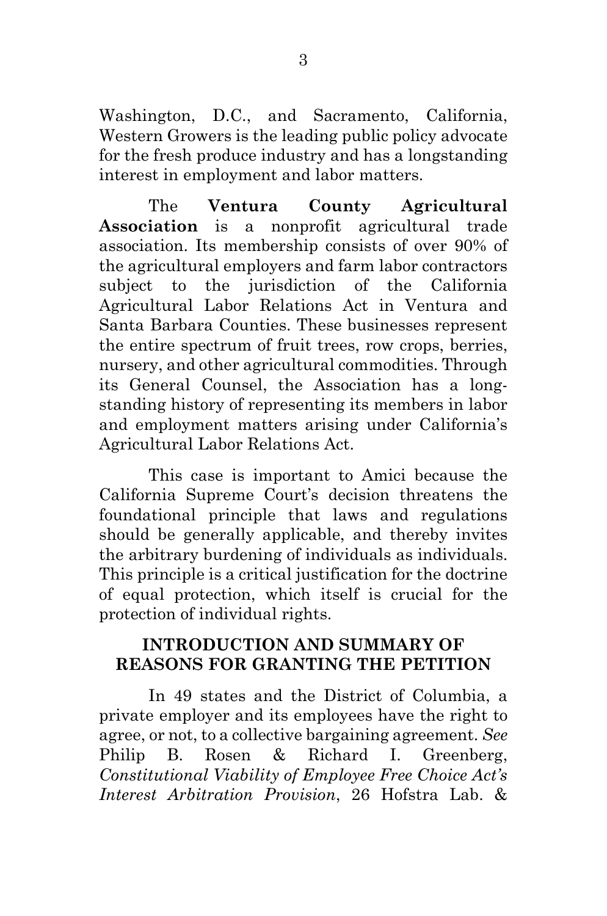Washington, D.C., and Sacramento, California, Western Growers is the leading public policy advocate for the fresh produce industry and has a longstanding interest in employment and labor matters.

The **Ventura County Agricultural Association** is a nonprofit agricultural trade association. Its membership consists of over 90% of the agricultural employers and farm labor contractors subject to the jurisdiction of the California Agricultural Labor Relations Act in Ventura and Santa Barbara Counties. These businesses represent the entire spectrum of fruit trees, row crops, berries, nursery, and other agricultural commodities. Through its General Counsel, the Association has a long-standing history of representing its members in labor and employment matters arising under California's Agricultural Labor Relations Act.

This case is important to Amici because the California Supreme Court's decision threatens the foundational principle that laws and regulations should be generally applicable, and thereby invites the arbitrary burdening of individuals as individuals. This principle is a critical justification for the doctrine of equal protection, which itself is crucial for the protection of individual rights.

## INTRODUCTION AND SUMMARY OF REASONS FOR GRANTING THE PETITION

In 49 states and the District of Columbia, a private employer and its employees have the right to agree, or not, to a collective bargaining agreement. *See* Philip B. Rosen & Richard I. Greenberg, *Constitutional Viability of Employee Free Choice Act's Interest Arbitration Provision*, 26 Hofstra Lab. &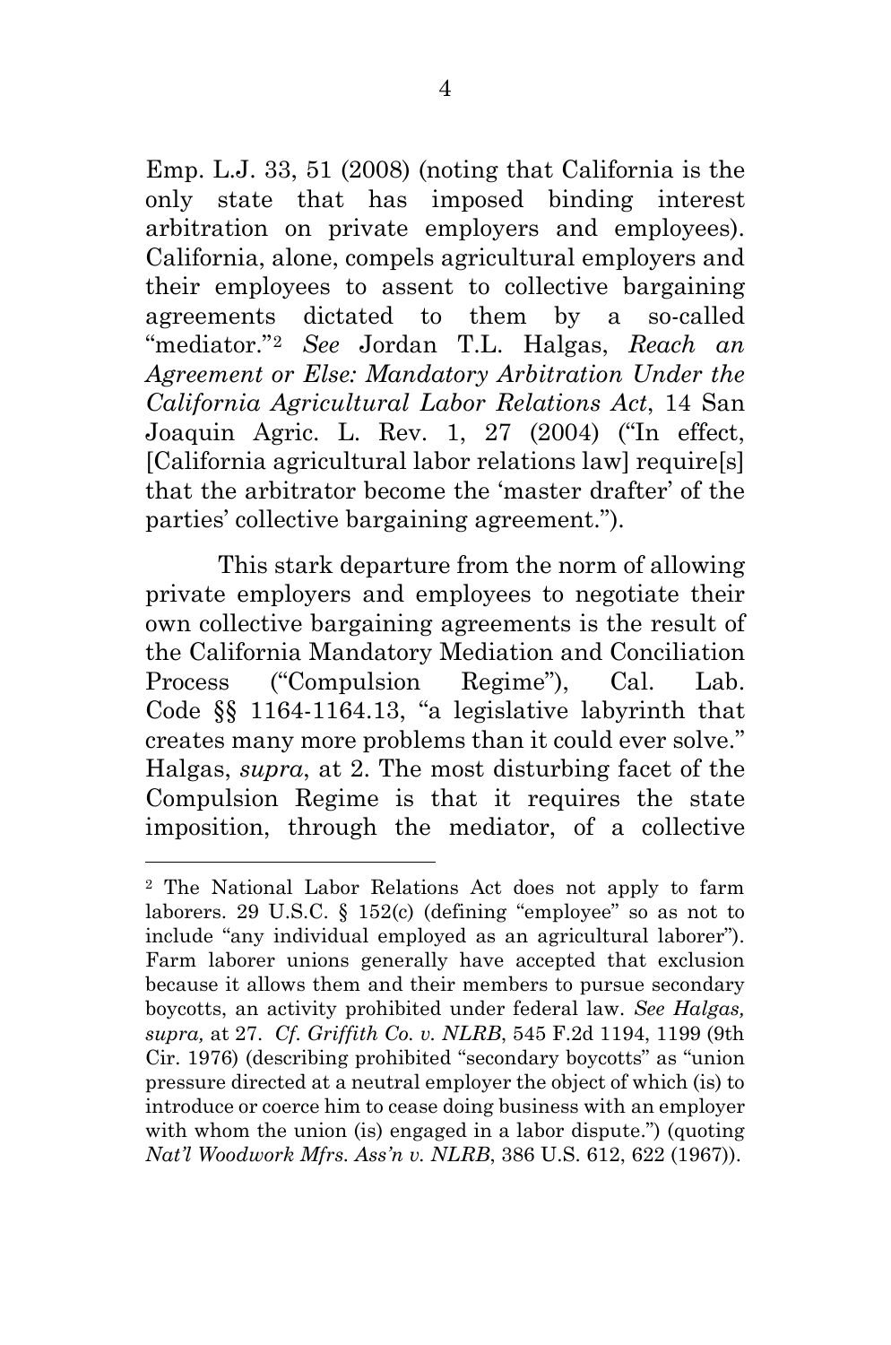Emp. L.J. 33, 51 (2008) (noting that California is the only state that has imposed binding interest arbitration on private employers and employees). California, alone, compels agricultural employers and their employees to assent to collective bargaining agreements dictated to them by a so-called "mediator."[2] *See* Jordan T.L. Halgas, *Reach an Agreement or Else: Mandatory Arbitration Under the California Agricultural Labor Relations Act*, 14 San Joaquin Agric. L. Rev. 1, 27 (2004) ("In effect, [California agricultural labor relations law] require[s] that the arbitrator become the 'master drafter' of the parties' collective bargaining agreement.").

This stark departure from the norm of allowing private employers and employees to negotiate their own collective bargaining agreements is the result of the California Mandatory Mediation and Conciliation Process ("Compulsion Regime"), Cal. Lab. Code §§ 1164-1164.13, "a legislative labyrinth that creates many more problems than it could ever solve." Halgas, *supra*, at 2. The most disturbing facet of the Compulsion Regime is that it requires the state imposition, through the mediator, of a collective

---

[2] The National Labor Relations Act does not apply to farm laborers. 29 U.S.C. § 152(c) (defining "employee" so as not to include "any individual employed as an agricultural laborer"). Farm laborer unions generally have accepted that exclusion because it allows them and their members to pursue secondary boycotts, an activity prohibited under federal law. *See Halgas, supra,* at 27. *Cf. Griffith Co. v. NLRB*, 545 F.2d 1194, 1199 (9th Cir. 1976) (describing prohibited "secondary boycotts" as "union pressure directed at a neutral employer the object of which (is) to introduce or coerce him to cease doing business with an employer with whom the union (is) engaged in a labor dispute.") (quoting *Nat'l Woodwork Mfrs. Ass'n v. NLRB*, 386 U.S. 612, 622 (1967)).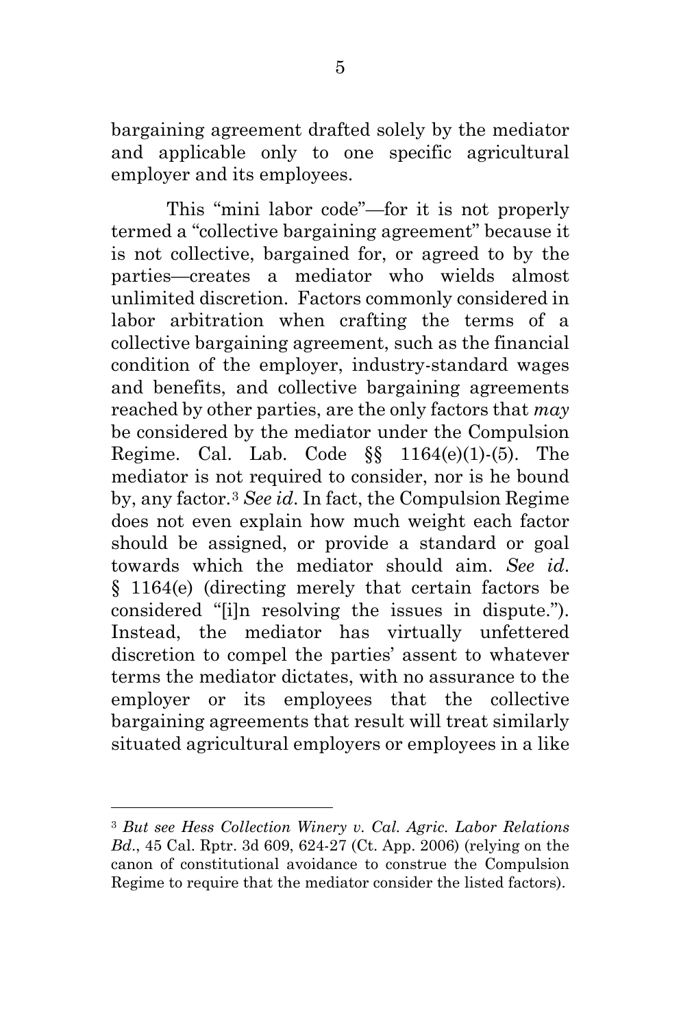bargaining agreement drafted solely by the mediator and applicable only to one specific agricultural employer and its employees.

This "mini labor code"—for it is not properly termed a "collective bargaining agreement" because it is not collective, bargained for, or agreed to by the parties—creates a mediator who wields almost unlimited discretion. Factors commonly considered in labor arbitration when crafting the terms of a collective bargaining agreement, such as the financial condition of the employer, industry-standard wages and benefits, and collective bargaining agreements reached by other parties, are the only factors that *may* be considered by the mediator under the Compulsion Regime. Cal. Lab. Code §§ 1164(e)(1)-(5). The mediator is not required to consider, nor is he bound by, any factor.[3] *See id*. In fact, the Compulsion Regime does not even explain how much weight each factor should be assigned, or provide a standard or goal towards which the mediator should aim. *See id*. § 1164(e) (directing merely that certain factors be considered "[i]n resolving the issues in dispute."). Instead, the mediator has virtually unfettered discretion to compel the parties' assent to whatever terms the mediator dictates, with no assurance to the employer or its employees that the collective bargaining agreements that result will treat similarly situated agricultural employers or employees in a like

---

[3] *But see Hess Collection Winery v. Cal. Agric. Labor Relations Bd*., 45 Cal. Rptr. 3d 609, 624-27 (Ct. App. 2006) (relying on the canon of constitutional avoidance to construe the Compulsion Regime to require that the mediator consider the listed factors).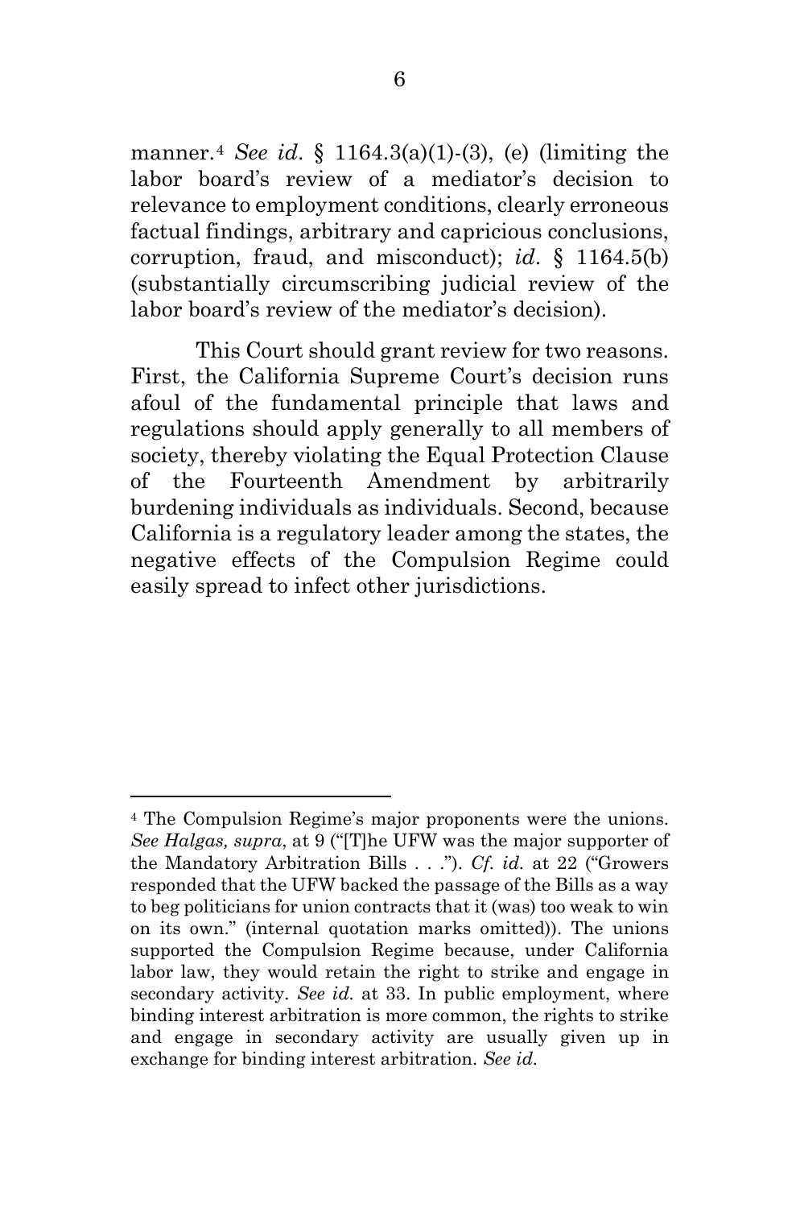manner.[4] *See id*. § 1164.3(a)(1)-(3), (e) (limiting the labor board's review of a mediator's decision to relevance to employment conditions, clearly erroneous factual findings, arbitrary and capricious conclusions, corruption, fraud, and misconduct); *id*. § 1164.5(b) (substantially circumscribing judicial review of the labor board's review of the mediator's decision).

This Court should grant review for two reasons. First, the California Supreme Court's decision runs afoul of the fundamental principle that laws and regulations should apply generally to all members of society, thereby violating the Equal Protection Clause of the Fourteenth Amendment by arbitrarily burdening individuals as individuals. Second, because California is a regulatory leader among the states, the negative effects of the Compulsion Regime could easily spread to infect other jurisdictions.

---

[4] The Compulsion Regime's major proponents were the unions. *See Halgas, supra*, at 9 ("[T]he UFW was the major supporter of the Mandatory Arbitration Bills . . ."). *Cf. id.* at 22 ("Growers responded that the UFW backed the passage of the Bills as a way to beg politicians for union contracts that it (was) too weak to win on its own." (internal quotation marks omitted)). The unions supported the Compulsion Regime because, under California labor law, they would retain the right to strike and engage in secondary activity. *See id.* at 33. In public employment, where binding interest arbitration is more common, the rights to strike and engage in secondary activity are usually given up in exchange for binding interest arbitration. *See id.*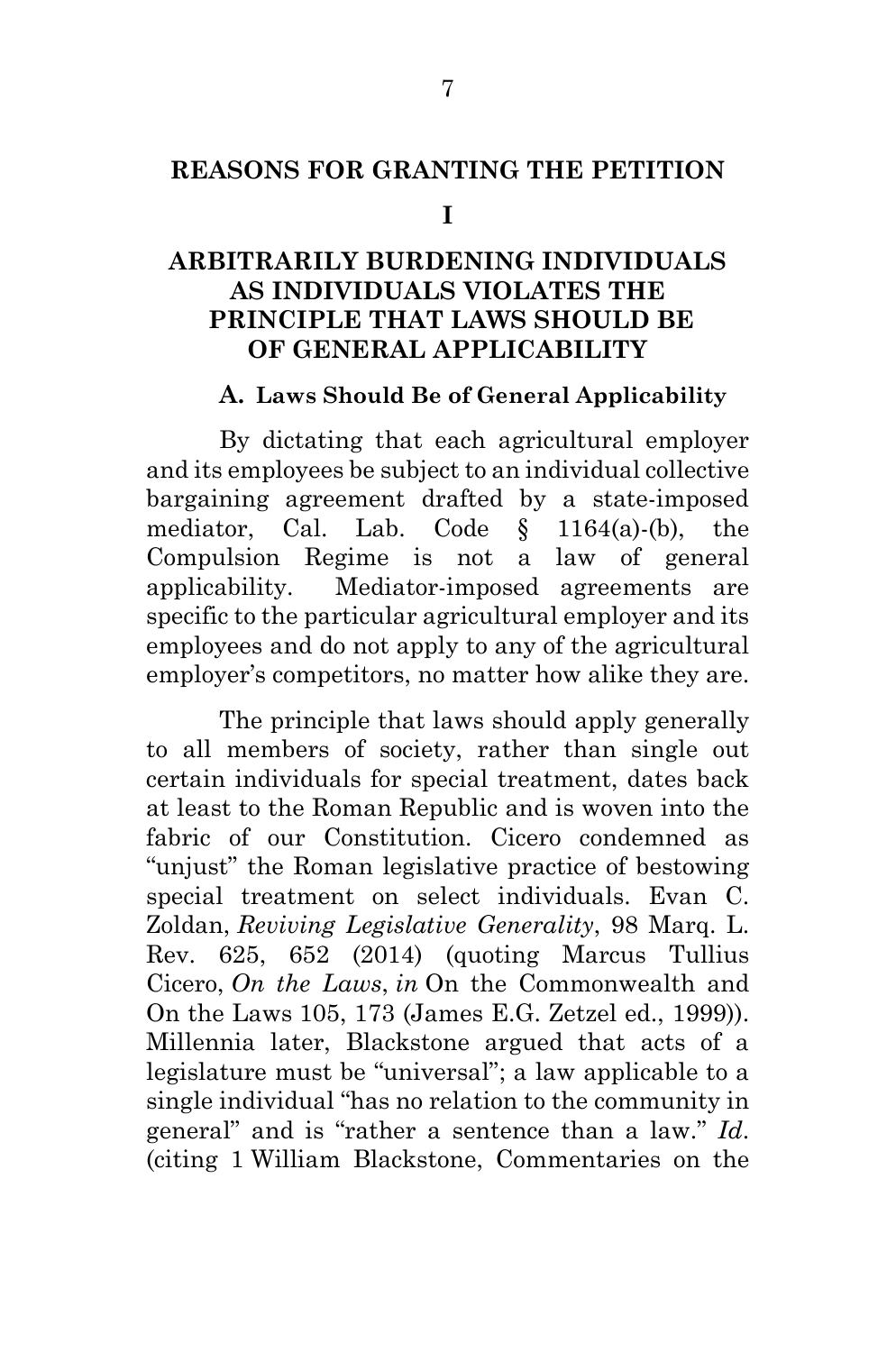## REASONS FOR GRANTING THE PETITION

### I

### ARBITRARILY BURDENING INDIVIDUALS AS INDIVIDUALS VIOLATES THE PRINCIPLE THAT LAWS SHOULD BE OF GENERAL APPLICABILITY

#### A. Laws Should Be of General Applicability

By dictating that each agricultural employer and its employees be subject to an individual collective bargaining agreement drafted by a state-imposed mediator, Cal. Lab. Code § 1164(a)-(b), the Compulsion Regime is not a law of general applicability. Mediator-imposed agreements are specific to the particular agricultural employer and its employees and do not apply to any of the agricultural employer's competitors, no matter how alike they are.

The principle that laws should apply generally to all members of society, rather than single out certain individuals for special treatment, dates back at least to the Roman Republic and is woven into the fabric of our Constitution. Cicero condemned as "unjust" the Roman legislative practice of bestowing special treatment on select individuals. Evan C. Zoldan, *Reviving Legislative Generality*, 98 Marq. L. Rev. 625, 652 (2014) (quoting Marcus Tullius Cicero, *On the Laws*, *in* On the Commonwealth and On the Laws 105, 173 (James E.G. Zetzel ed., 1999)). Millennia later, Blackstone argued that acts of a legislature must be "universal"; a law applicable to a single individual "has no relation to the community in general" and is "rather a sentence than a law." *Id*. (citing 1 William Blackstone, Commentaries on the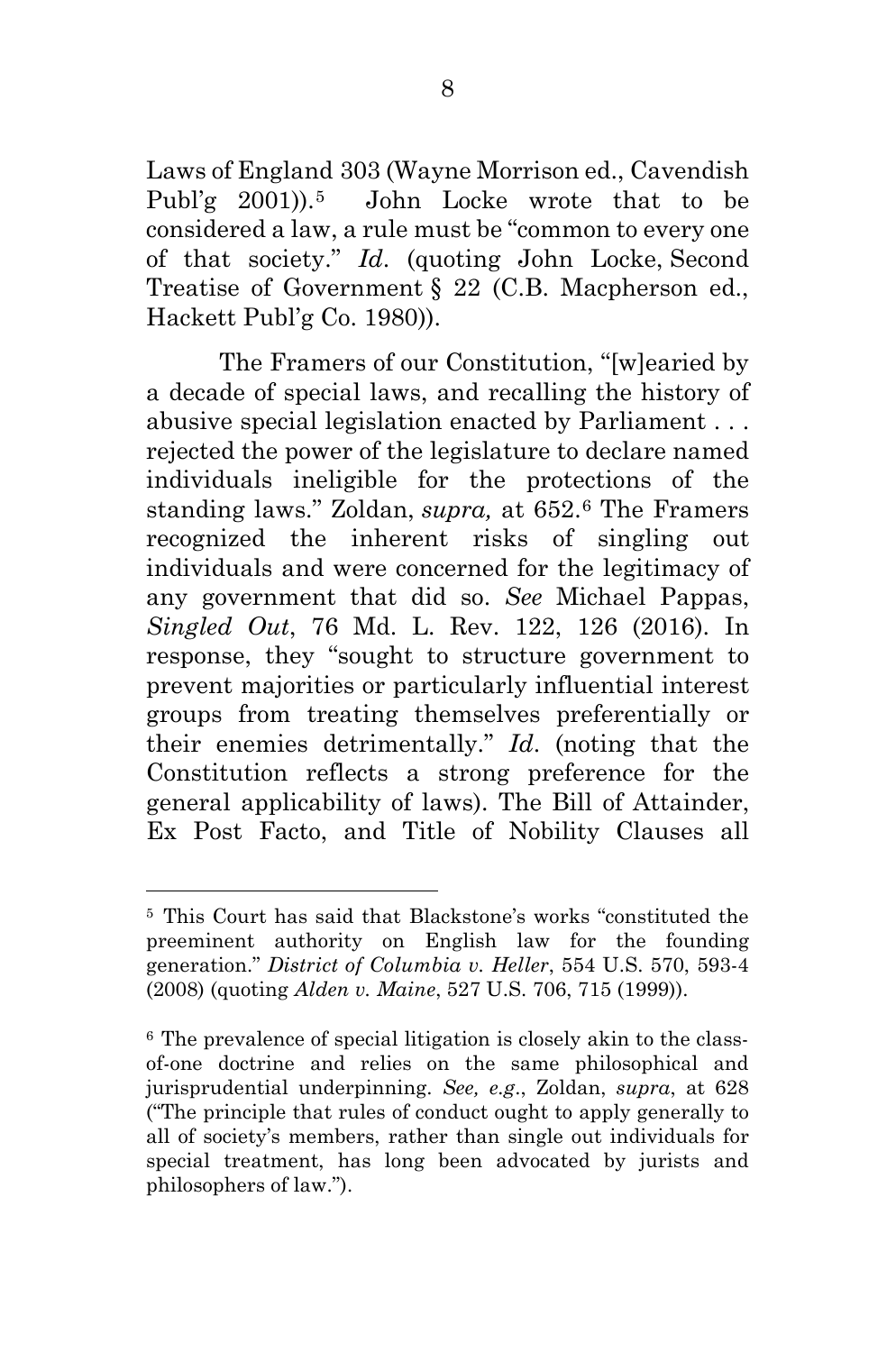Laws of England 303 (Wayne Morrison ed., Cavendish Publ'g 2001)).[5] John Locke wrote that to be considered a law, a rule must be "common to every one of that society." *Id*. (quoting John Locke, Second Treatise of Government § 22 (C.B. Macpherson ed., Hackett Publ'g Co. 1980)).

The Framers of our Constitution, "[w]earied by a decade of special laws, and recalling the history of abusive special legislation enacted by Parliament . . . rejected the power of the legislature to declare named individuals ineligible for the protections of the standing laws." Zoldan, *supra,* at 652.[6] The Framers recognized the inherent risks of singling out individuals and were concerned for the legitimacy of any government that did so. *See* Michael Pappas, *Singled Out*, 76 Md. L. Rev. 122, 126 (2016). In response, they "sought to structure government to prevent majorities or particularly influential interest groups from treating themselves preferentially or their enemies detrimentally." *Id*. (noting that the Constitution reflects a strong preference for the general applicability of laws). The Bill of Attainder, Ex Post Facto, and Title of Nobility Clauses all

---

[5] This Court has said that Blackstone's works "constituted the preeminent authority on English law for the founding generation." *District of Columbia v. Heller*, 554 U.S. 570, 593-4 (2008) (quoting *Alden v. Maine*, 527 U.S. 706, 715 (1999)).

[6] The prevalence of special litigation is closely akin to the class-of-one doctrine and relies on the same philosophical and jurisprudential underpinning. *See, e.g*., Zoldan, *supra*, at 628 ("The principle that rules of conduct ought to apply generally to all of society's members, rather than single out individuals for special treatment, has long been advocated by jurists and philosophers of law.").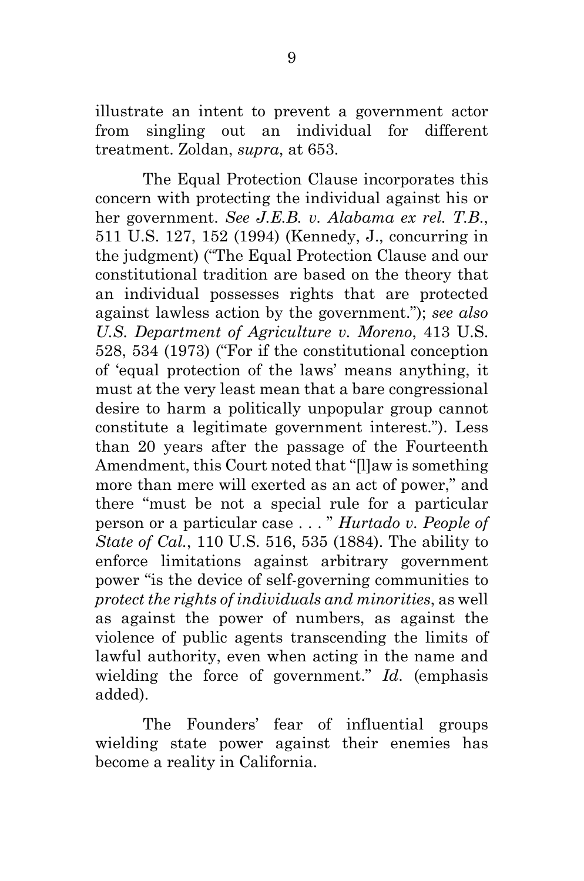illustrate an intent to prevent a government actor from singling out an individual for different treatment. Zoldan, *supra*, at 653.

The Equal Protection Clause incorporates this concern with protecting the individual against his or her government. *See J.E.B. v. Alabama ex rel. T.B.*, 511 U.S. 127, 152 (1994) (Kennedy, J., concurring in the judgment) ("The Equal Protection Clause and our constitutional tradition are based on the theory that an individual possesses rights that are protected against lawless action by the government."); *see also U.S. Department of Agriculture v. Moreno*, 413 U.S. 528, 534 (1973) ("For if the constitutional conception of 'equal protection of the laws' means anything, it must at the very least mean that a bare congressional desire to harm a politically unpopular group cannot constitute a legitimate government interest."). Less than 20 years after the passage of the Fourteenth Amendment, this Court noted that "[l]aw is something more than mere will exerted as an act of power," and there "must be not a special rule for a particular person or a particular case . . . " *Hurtado v. People of State of Cal.*, 110 U.S. 516, 535 (1884). The ability to enforce limitations against arbitrary government power "is the device of self-governing communities to *protect the rights of individuals and minorities*, as well as against the power of numbers, as against the violence of public agents transcending the limits of lawful authority, even when acting in the name and wielding the force of government." *Id.* (emphasis added).

The Founders' fear of influential groups wielding state power against their enemies has become a reality in California.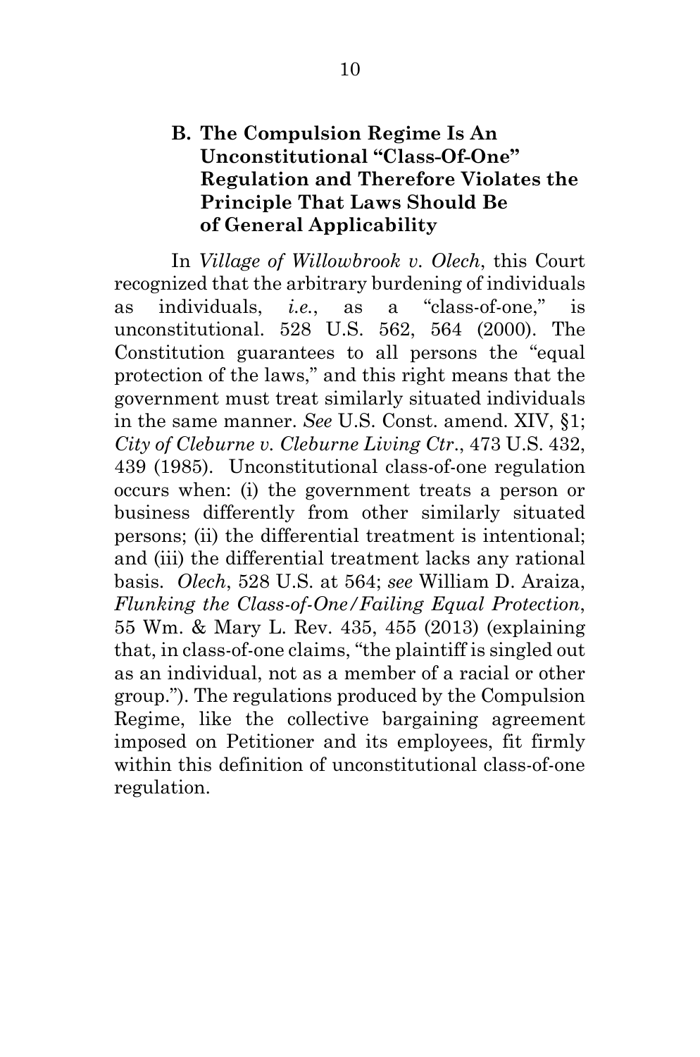### B. The Compulsion Regime Is An Unconstitutional "Class-Of-One" Regulation and Therefore Violates the Principle That Laws Should Be of General Applicability

In *Village of Willowbrook v. Olech*, this Court recognized that the arbitrary burdening of individuals as individuals, *i.e.*, as a "class-of-one," is unconstitutional. 528 U.S. 562, 564 (2000). The Constitution guarantees to all persons the "equal protection of the laws," and this right means that the government must treat similarly situated individuals in the same manner. *See* U.S. Const. amend. XIV, §1; *City of Cleburne v. Cleburne Living Ctr.*, 473 U.S. 432, 439 (1985). Unconstitutional class-of-one regulation occurs when: (i) the government treats a person or business differently from other similarly situated persons; (ii) the differential treatment is intentional; and (iii) the differential treatment lacks any rational basis. *Olech*, 528 U.S. at 564; *see* William D. Araiza, *Flunking the Class-of-One/Failing Equal Protection*, 55 Wm. & Mary L. Rev. 435, 455 (2013) (explaining that, in class-of-one claims, "the plaintiff is singled out as an individual, not as a member of a racial or other group."). The regulations produced by the Compulsion Regime, like the collective bargaining agreement imposed on Petitioner and its employees, fit firmly within this definition of unconstitutional class-of-one regulation.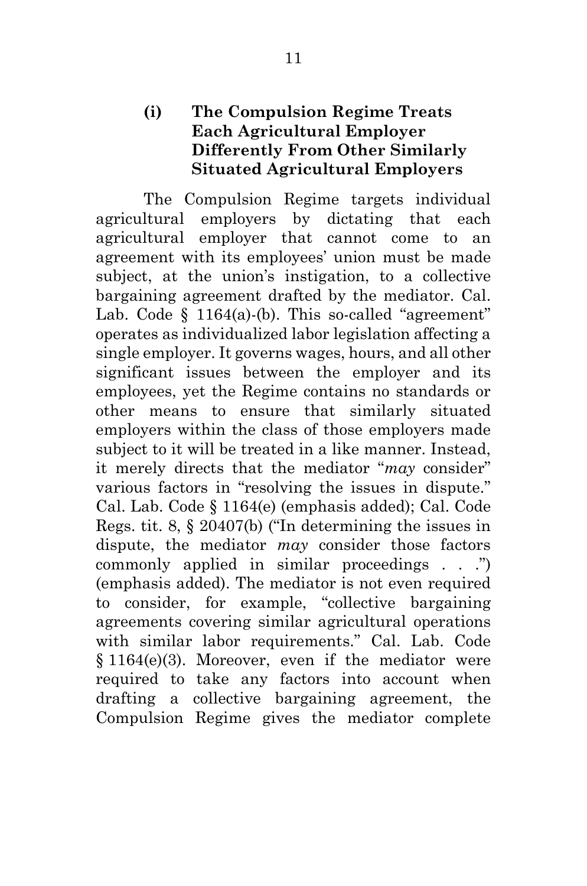#### (i) The Compulsion Regime Treats Each Agricultural Employer Differently From Other Similarly Situated Agricultural Employers

The Compulsion Regime targets individual agricultural employers by dictating that each agricultural employer that cannot come to an agreement with its employees' union must be made subject, at the union's instigation, to a collective bargaining agreement drafted by the mediator. Cal. Lab. Code § 1164(a)-(b). This so-called "agreement" operates as individualized labor legislation affecting a single employer. It governs wages, hours, and all other significant issues between the employer and its employees, yet the Regime contains no standards or other means to ensure that similarly situated employers within the class of those employers made subject to it will be treated in a like manner. Instead, it merely directs that the mediator "*may* consider" various factors in "resolving the issues in dispute." Cal. Lab. Code § 1164(e) (emphasis added); Cal. Code Regs. tit. 8, § 20407(b) ("In determining the issues in dispute, the mediator *may* consider those factors commonly applied in similar proceedings . . .") (emphasis added). The mediator is not even required to consider, for example, "collective bargaining agreements covering similar agricultural operations with similar labor requirements." Cal. Lab. Code § 1164(e)(3). Moreover, even if the mediator were required to take any factors into account when drafting a collective bargaining agreement, the Compulsion Regime gives the mediator complete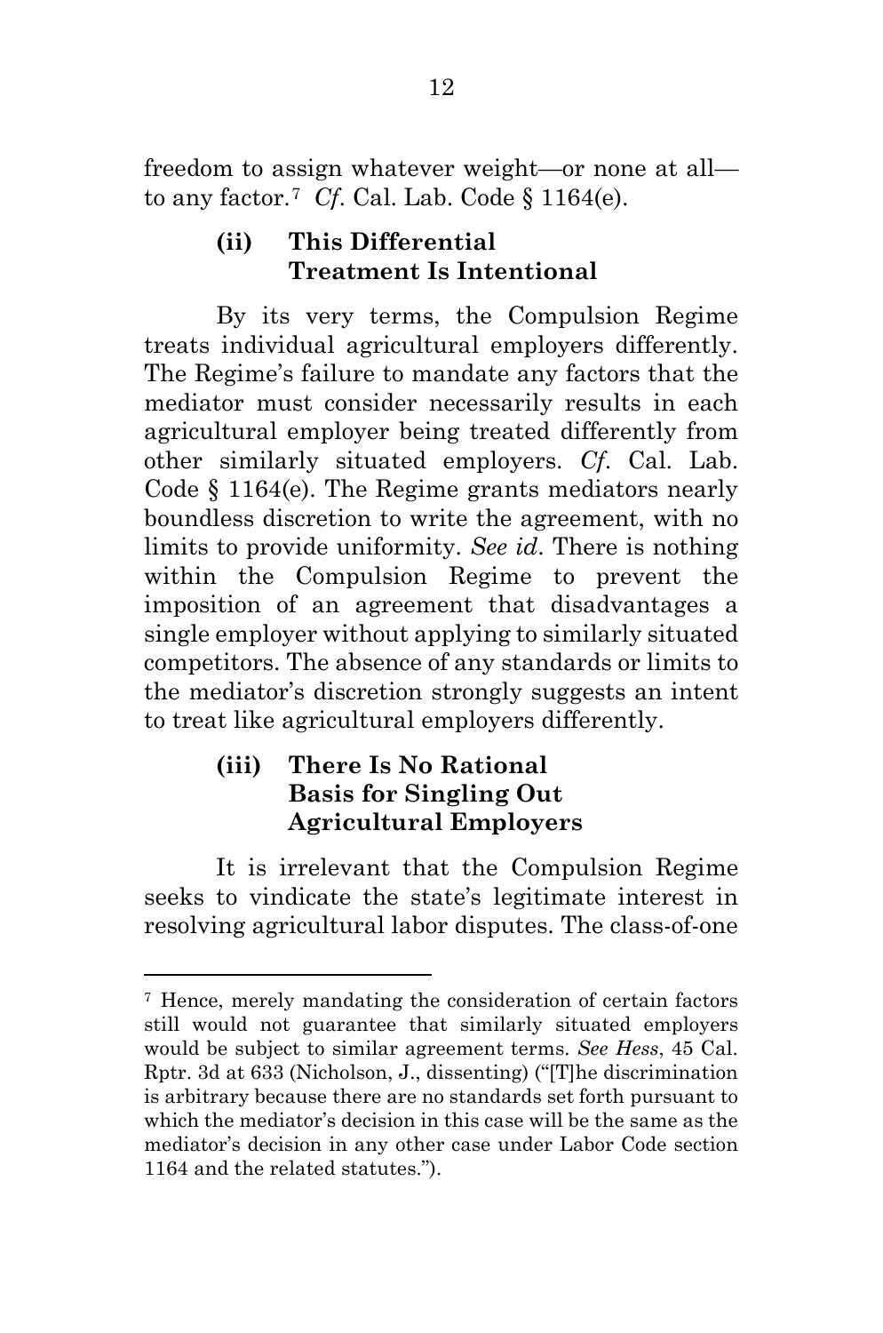freedom to assign whatever weight—or none at all—to any factor.[7] *Cf.* Cal. Lab. Code § 1164(e).

#### (ii) This Differential Treatment Is Intentional

By its very terms, the Compulsion Regime treats individual agricultural employers differently. The Regime's failure to mandate any factors that the mediator must consider necessarily results in each agricultural employer being treated differently from other similarly situated employers. *Cf.* Cal. Lab. Code § 1164(e). The Regime grants mediators nearly boundless discretion to write the agreement, with no limits to provide uniformity. *See id.* There is nothing within the Compulsion Regime to prevent the imposition of an agreement that disadvantages a single employer without applying to similarly situated competitors. The absence of any standards or limits to the mediator's discretion strongly suggests an intent to treat like agricultural employers differently.

#### (iii) There Is No Rational Basis for Singling Out Agricultural Employers

It is irrelevant that the Compulsion Regime seeks to vindicate the state's legitimate interest in resolving agricultural labor disputes. The class-of-one

---

[7] Hence, merely mandating the consideration of certain factors still would not guarantee that similarly situated employers would be subject to similar agreement terms. *See Hess*, 45 Cal. Rptr. 3d at 633 (Nicholson, J., dissenting) ("[T]he discrimination is arbitrary because there are no standards set forth pursuant to which the mediator's decision in this case will be the same as the mediator's decision in any other case under Labor Code section 1164 and the related statutes.").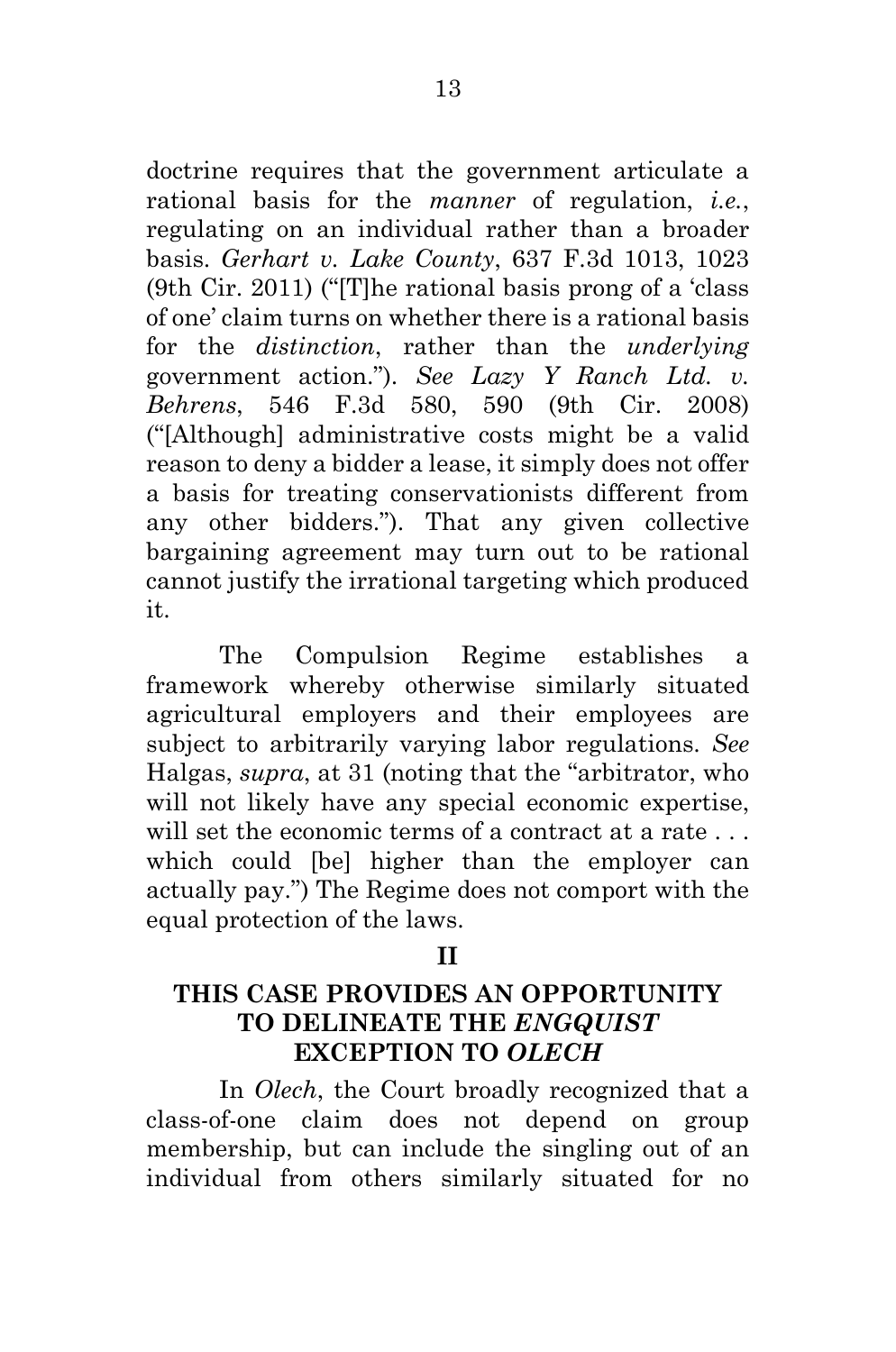doctrine requires that the government articulate a rational basis for the *manner* of regulation, *i.e.*, regulating on an individual rather than a broader basis. *Gerhart v. Lake County*, 637 F.3d 1013, 1023 (9th Cir. 2011) ("[T]he rational basis prong of a 'class of one' claim turns on whether there is a rational basis for the *distinction*, rather than the *underlying* government action."). *See Lazy Y Ranch Ltd. v. Behrens*, 546 F.3d 580, 590 (9th Cir. 2008) ("[Although] administrative costs might be a valid reason to deny a bidder a lease, it simply does not offer a basis for treating conservationists different from any other bidders."). That any given collective bargaining agreement may turn out to be rational cannot justify the irrational targeting which produced it.

The Compulsion Regime establishes a framework whereby otherwise similarly situated agricultural employers and their employees are subject to arbitrarily varying labor regulations. *See* Halgas, *supra*, at 31 (noting that the "arbitrator, who will not likely have any special economic expertise, will set the economic terms of a contract at a rate . . . which could [be] higher than the employer can actually pay.") The Regime does not comport with the equal protection of the laws.

## II

## THIS CASE PROVIDES AN OPPORTUNITY TO DELINEATE THE *ENGQUIST* EXCEPTION TO *OLECH*

In *Olech*, the Court broadly recognized that a class-of-one claim does not depend on group membership, but can include the singling out of an individual from others similarly situated for no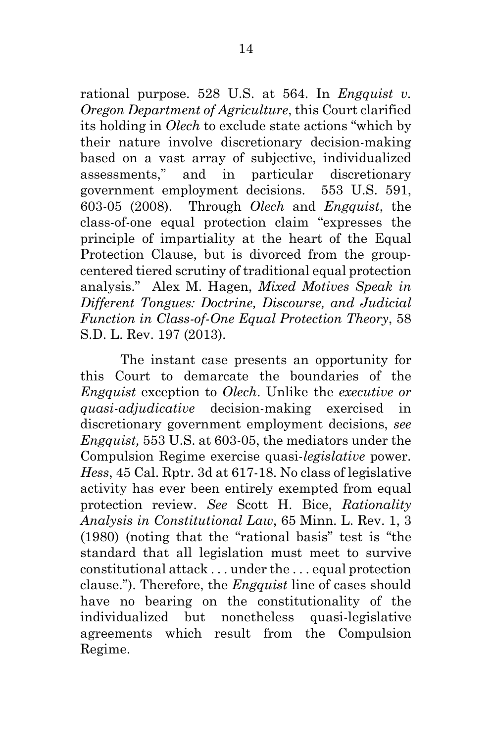rational purpose. 528 U.S. at 564. In *Engquist v. Oregon Department of Agriculture*, this Court clarified its holding in *Olech* to exclude state actions "which by their nature involve discretionary decision-making based on a vast array of subjective, individualized assessments," and in particular discretionary government employment decisions. 553 U.S. 591, 603-05 (2008). Through *Olech* and *Engquist*, the class-of-one equal protection claim "expresses the principle of impartiality at the heart of the Equal Protection Clause, but is divorced from the group-centered tiered scrutiny of traditional equal protection analysis." Alex M. Hagen, *Mixed Motives Speak in Different Tongues: Doctrine, Discourse, and Judicial Function in Class-of-One Equal Protection Theory*, 58 S.D. L. Rev. 197 (2013).

The instant case presents an opportunity for this Court to demarcate the boundaries of the *Engquist* exception to *Olech*. Unlike the *executive or quasi-adjudicative* decision-making exercised in discretionary government employment decisions, *see Engquist,* 553 U.S. at 603-05, the mediators under the Compulsion Regime exercise quasi-*legislative* power. *Hess*, 45 Cal. Rptr. 3d at 617-18. No class of legislative activity has ever been entirely exempted from equal protection review. *See* Scott H. Bice, *Rationality Analysis in Constitutional Law*, 65 Minn. L. Rev. 1, 3 (1980) (noting that the "rational basis" test is "the standard that all legislation must meet to survive constitutional attack . . . under the . . . equal protection clause."). Therefore, the *Engquist* line of cases should have no bearing on the constitutionality of the individualized but nonetheless quasi-legislative agreements which result from the Compulsion Regime.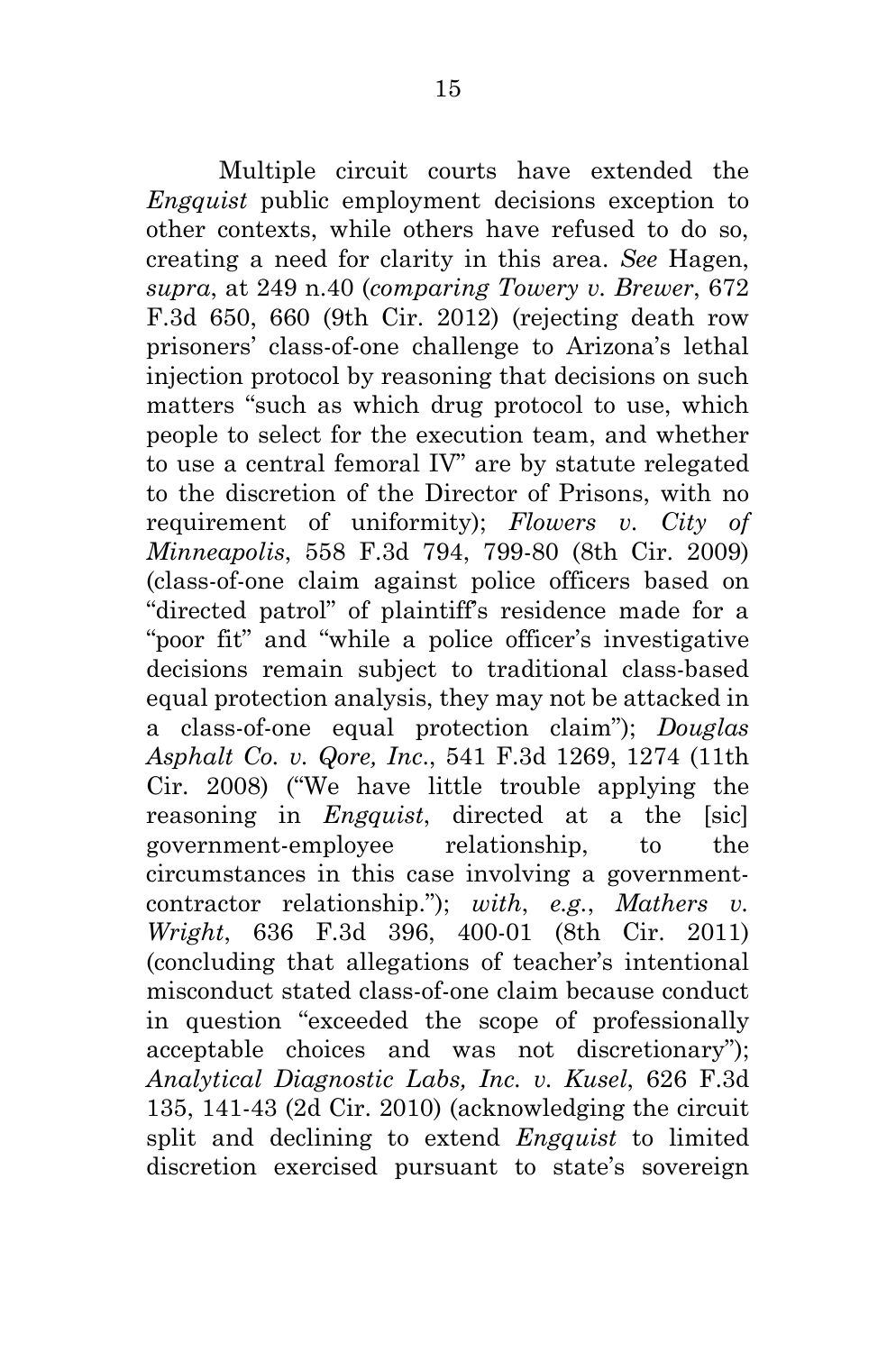Multiple circuit courts have extended the *Engquist* public employment decisions exception to other contexts, while others have refused to do so, creating a need for clarity in this area. *See* Hagen, *supra*, at 249 n.40 (*comparing Towery v. Brewer*, 672 F.3d 650, 660 (9th Cir. 2012) (rejecting death row prisoners' class-of-one challenge to Arizona's lethal injection protocol by reasoning that decisions on such matters "such as which drug protocol to use, which people to select for the execution team, and whether to use a central femoral IV" are by statute relegated to the discretion of the Director of Prisons, with no requirement of uniformity); *Flowers v. City of Minneapolis*, 558 F.3d 794, 799-80 (8th Cir. 2009) (class-of-one claim against police officers based on "directed patrol" of plaintiff's residence made for a "poor fit" and "while a police officer's investigative decisions remain subject to traditional class-based equal protection analysis, they may not be attacked in a class-of-one equal protection claim"); *Douglas Asphalt Co. v. Qore, Inc.*, 541 F.3d 1269, 1274 (11th Cir. 2008) ("We have little trouble applying the reasoning in *Engquist*, directed at a the [sic] government-employee relationship, to the circumstances in this case involving a government-contractor relationship."); *with*, *e.g.*, *Mathers v. Wright*, 636 F.3d 396, 400-01 (8th Cir. 2011) (concluding that allegations of teacher's intentional misconduct stated class-of-one claim because conduct in question "exceeded the scope of professionally acceptable choices and was not discretionary"); *Analytical Diagnostic Labs, Inc. v. Kusel*, 626 F.3d 135, 141-43 (2d Cir. 2010) (acknowledging the circuit split and declining to extend *Engquist* to limited discretion exercised pursuant to state's sovereign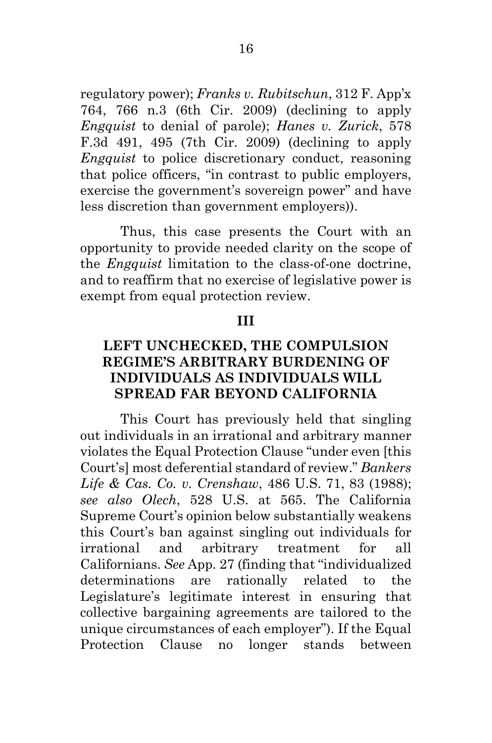regulatory power); *Franks v. Rubitschun*, 312 F. App'x 764, 766 n.3 (6th Cir. 2009) (declining to apply *Engquist* to denial of parole); *Hanes v. Zurick*, 578 F.3d 491, 495 (7th Cir. 2009) (declining to apply *Engquist* to police discretionary conduct, reasoning that police officers, "in contrast to public employers, exercise the government's sovereign power" and have less discretion than government employers)).

Thus, this case presents the Court with an opportunity to provide needed clarity on the scope of the *Engquist* limitation to the class-of-one doctrine, and to reaffirm that no exercise of legislative power is exempt from equal protection review.

## III

## LEFT UNCHECKED, THE COMPULSION REGIME'S ARBITRARY BURDENING OF INDIVIDUALS AS INDIVIDUALS WILL SPREAD FAR BEYOND CALIFORNIA

This Court has previously held that singling out individuals in an irrational and arbitrary manner violates the Equal Protection Clause "under even [this Court's] most deferential standard of review." *Bankers Life & Cas. Co. v. Crenshaw*, 486 U.S. 71, 83 (1988); *see also Olech*, 528 U.S. at 565. The California Supreme Court's opinion below substantially weakens this Court's ban against singling out individuals for irrational and arbitrary treatment for all Californians. *See* App. 27 (finding that "individualized determinations are rationally related to the Legislature's legitimate interest in ensuring that collective bargaining agreements are tailored to the unique circumstances of each employer"). If the Equal Protection Clause no longer stands between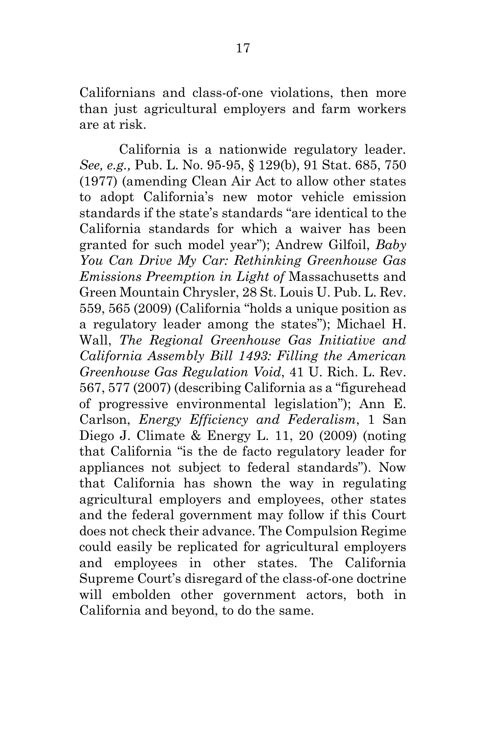Californians and class-of-one violations, then more than just agricultural employers and farm workers are at risk.

California is a nationwide regulatory leader. *See, e.g.,* Pub. L. No. 95-95, § 129(b), 91 Stat. 685, 750 (1977) (amending Clean Air Act to allow other states to adopt California's new motor vehicle emission standards if the state's standards "are identical to the California standards for which a waiver has been granted for such model year"); Andrew Gilfoil, *Baby You Can Drive My Car: Rethinking Greenhouse Gas Emissions Preemption in Light of* Massachusetts and Green Mountain Chrysler, 28 St. Louis U. Pub. L. Rev. 559, 565 (2009) (California "holds a unique position as a regulatory leader among the states"); Michael H. Wall, *The Regional Greenhouse Gas Initiative and California Assembly Bill 1493: Filling the American Greenhouse Gas Regulation Void*, 41 U. Rich. L. Rev. 567, 577 (2007) (describing California as a "figurehead of progressive environmental legislation"); Ann E. Carlson, *Energy Efficiency and Federalism*, 1 San Diego J. Climate & Energy L. 11, 20 (2009) (noting that California "is the de facto regulatory leader for appliances not subject to federal standards"). Now that California has shown the way in regulating agricultural employers and employees, other states and the federal government may follow if this Court does not check their advance. The Compulsion Regime could easily be replicated for agricultural employers and employees in other states. The California Supreme Court's disregard of the class-of-one doctrine will embolden other government actors, both in California and beyond, to do the same.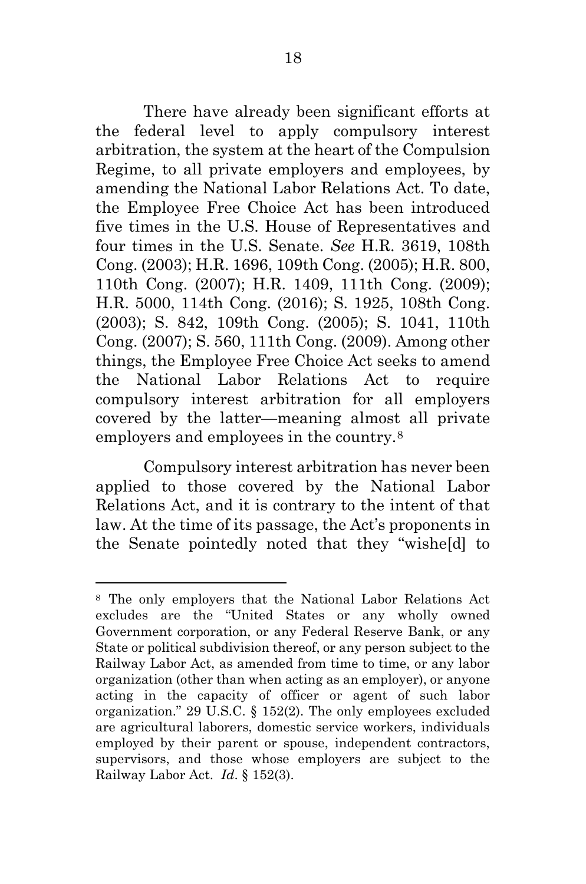There have already been significant efforts at the federal level to apply compulsory interest arbitration, the system at the heart of the Compulsion Regime, to all private employers and employees, by amending the National Labor Relations Act. To date, the Employee Free Choice Act has been introduced five times in the U.S. House of Representatives and four times in the U.S. Senate. *See* H.R. 3619, 108th Cong. (2003); H.R. 1696, 109th Cong. (2005); H.R. 800, 110th Cong. (2007); H.R. 1409, 111th Cong. (2009); H.R. 5000, 114th Cong. (2016); S. 1925, 108th Cong. (2003); S. 842, 109th Cong. (2005); S. 1041, 110th Cong. (2007); S. 560, 111th Cong. (2009). Among other things, the Employee Free Choice Act seeks to amend the National Labor Relations Act to require compulsory interest arbitration for all employers covered by the latter—meaning almost all private employers and employees in the country.[8]

Compulsory interest arbitration has never been applied to those covered by the National Labor Relations Act, and it is contrary to the intent of that law. At the time of its passage, the Act's proponents in the Senate pointedly noted that they "wishe[d] to

---

[8] The only employers that the National Labor Relations Act excludes are the "United States or any wholly owned Government corporation, or any Federal Reserve Bank, or any State or political subdivision thereof, or any person subject to the Railway Labor Act, as amended from time to time, or any labor organization (other than when acting as an employer), or anyone acting in the capacity of officer or agent of such labor organization." 29 U.S.C. § 152(2). The only employees excluded are agricultural laborers, domestic service workers, individuals employed by their parent or spouse, independent contractors, supervisors, and those whose employers are subject to the Railway Labor Act. *Id*. § 152(3).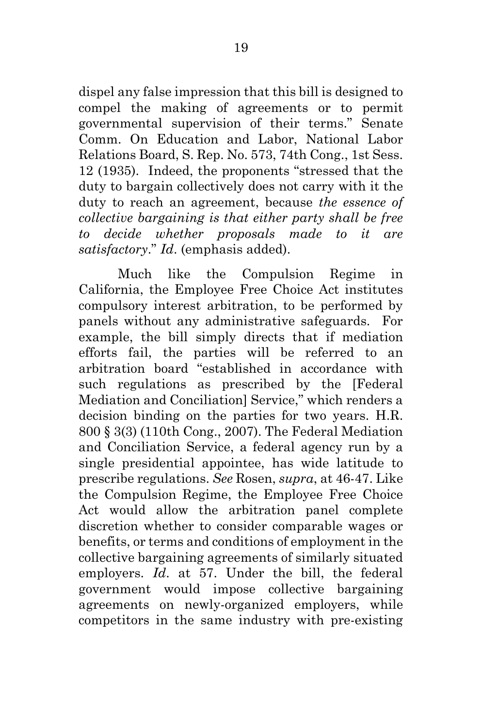dispel any false impression that this bill is designed to compel the making of agreements or to permit governmental supervision of their terms." Senate Comm. On Education and Labor, National Labor Relations Board, S. Rep. No. 573, 74th Cong., 1st Sess. 12 (1935). Indeed, the proponents "stressed that the duty to bargain collectively does not carry with it the duty to reach an agreement, because *the essence of collective bargaining is that either party shall be free to decide whether proposals made to it are satisfactory*." *Id*. (emphasis added).

Much like the Compulsion Regime in California, the Employee Free Choice Act institutes compulsory interest arbitration, to be performed by panels without any administrative safeguards. For example, the bill simply directs that if mediation efforts fail, the parties will be referred to an arbitration board "established in accordance with such regulations as prescribed by the [Federal Mediation and Conciliation] Service," which renders a decision binding on the parties for two years. H.R. 800 § 3(3) (110th Cong., 2007). The Federal Mediation and Conciliation Service, a federal agency run by a single presidential appointee, has wide latitude to prescribe regulations. *See* Rosen, *supra*, at 46-47. Like the Compulsion Regime, the Employee Free Choice Act would allow the arbitration panel complete discretion whether to consider comparable wages or benefits, or terms and conditions of employment in the collective bargaining agreements of similarly situated employers. *Id*. at 57. Under the bill, the federal government would impose collective bargaining agreements on newly-organized employers, while competitors in the same industry with pre-existing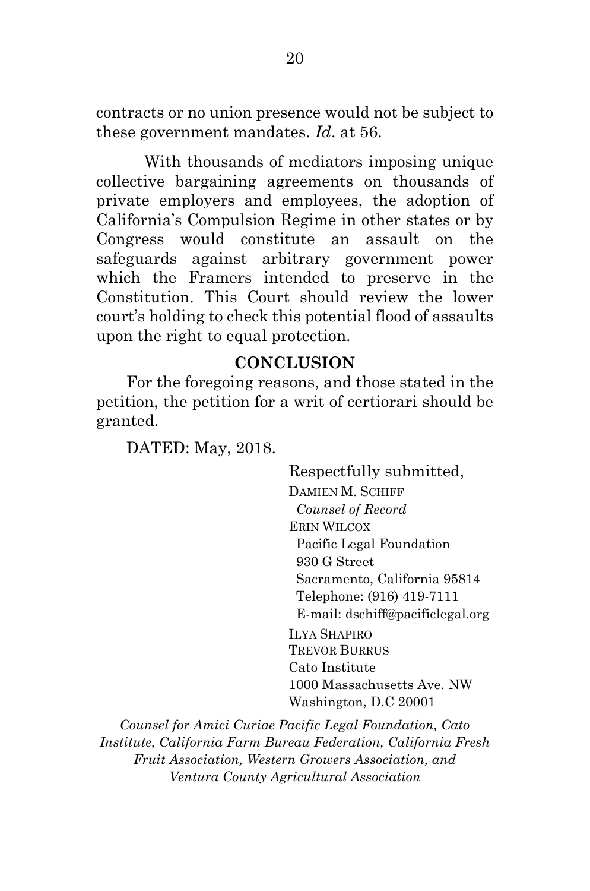contracts or no union presence would not be subject to these government mandates. *Id*. at 56.

With thousands of mediators imposing unique collective bargaining agreements on thousands of private employers and employees, the adoption of California's Compulsion Regime in other states or by Congress would constitute an assault on the safeguards against arbitrary government power which the Framers intended to preserve in the Constitution. This Court should review the lower court's holding to check this potential flood of assaults upon the right to equal protection.

## CONCLUSION

For the foregoing reasons, and those stated in the petition, the petition for a writ of certiorari should be granted.

DATED: May, 2018.

Respectfully submitted,
DAMIEN M. SCHIFF
*Counsel of Record*
ERIN WILCOX
Pacific Legal Foundation
930 G Street
Sacramento, California 95814
Telephone: (916) 419-7111
E-mail: dschiff@pacificlegal.org

ILYA SHAPIRO
TREVOR BURRUS
Cato Institute
1000 Massachusetts Ave. NW
Washington, D.C 20001

*Counsel for Amici Curiae Pacific Legal Foundation, Cato Institute, California Farm Bureau Federation, California Fresh Fruit Association, Western Growers Association, and Ventura County Agricultural Association*